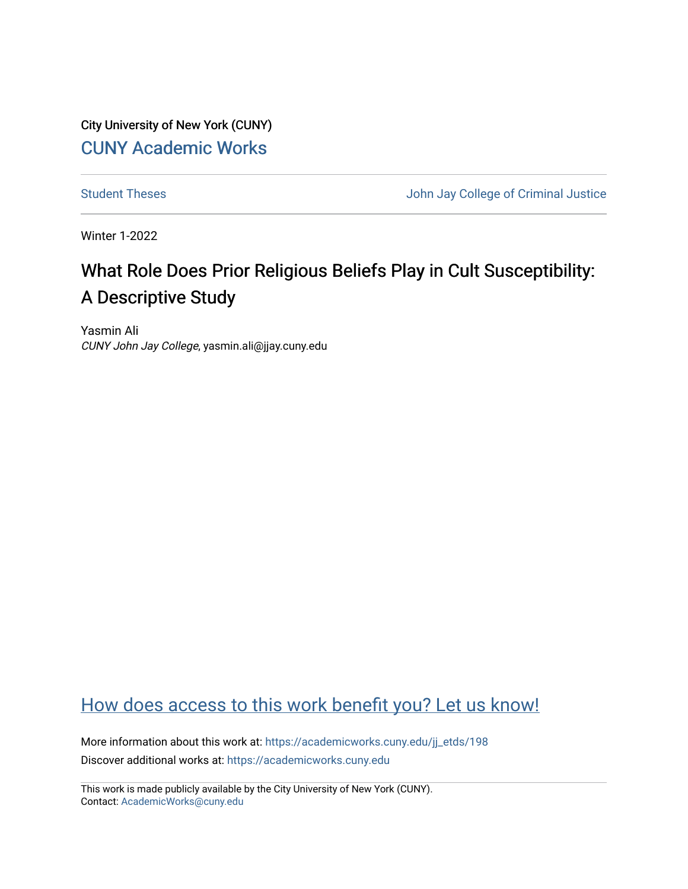City University of New York (CUNY)

CUNY Academic Works

Student Theses | John Jay College of Criminal Justice

Winter 1-2022

# What Role Does Prior Religious Beliefs Play in Cult Susceptibility: A Descriptive Study

Yasmin Ali
*CUNY John Jay College*, yasmin.ali@jjay.cuny.edu

How does access to this work benefit you? Let us know!

More information about this work at: https://academicworks.cuny.edu/jj_etds/198
Discover additional works at: https://academicworks.cuny.edu

This work is made publicly available by the City University of New York (CUNY).
Contact: AcademicWorks@cuny.edu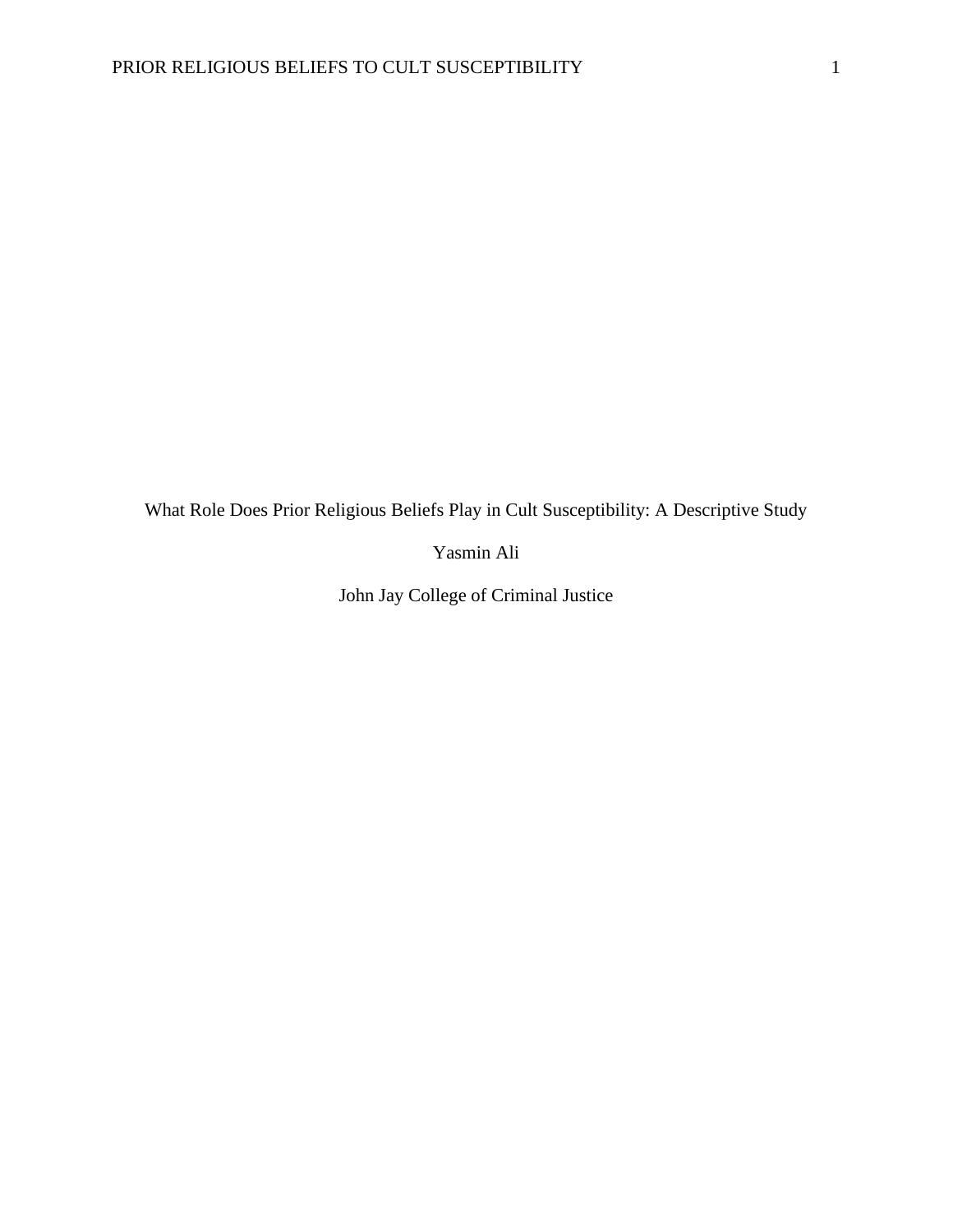What Role Does Prior Religious Beliefs Play in Cult Susceptibility: A Descriptive Study

Yasmin Ali

John Jay College of Criminal Justice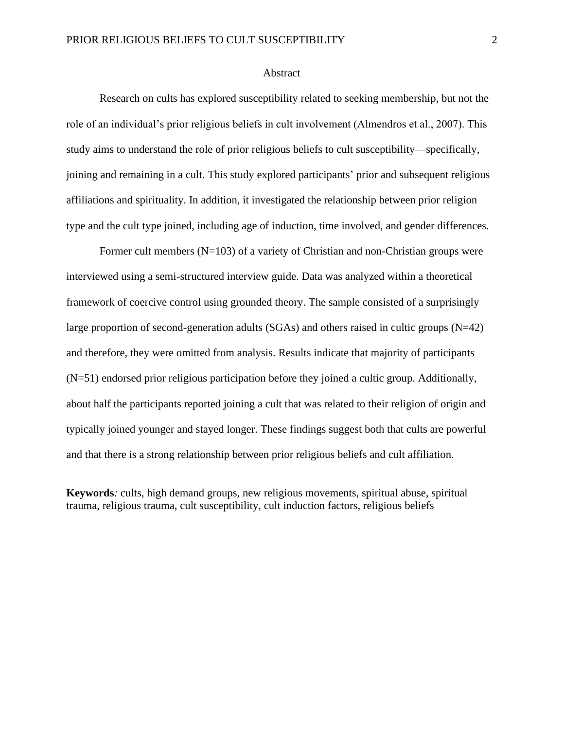# Abstract

Research on cults has explored susceptibility related to seeking membership, but not the role of an individual's prior religious beliefs in cult involvement (Almendros et al., 2007). This study aims to understand the role of prior religious beliefs to cult susceptibility—specifically, joining and remaining in a cult. This study explored participants' prior and subsequent religious affiliations and spirituality. In addition, it investigated the relationship between prior religion type and the cult type joined, including age of induction, time involved, and gender differences.

Former cult members (N=103) of a variety of Christian and non-Christian groups were interviewed using a semi-structured interview guide. Data was analyzed within a theoretical framework of coercive control using grounded theory. The sample consisted of a surprisingly large proportion of second-generation adults (SGAs) and others raised in cultic groups (N=42) and therefore, they were omitted from analysis. Results indicate that majority of participants (N=51) endorsed prior religious participation before they joined a cultic group. Additionally, about half the participants reported joining a cult that was related to their religion of origin and typically joined younger and stayed longer. These findings suggest both that cults are powerful and that there is a strong relationship between prior religious beliefs and cult affiliation.

**Keywords***:* cults, high demand groups, new religious movements, spiritual abuse, spiritual trauma, religious trauma, cult susceptibility, cult induction factors, religious beliefs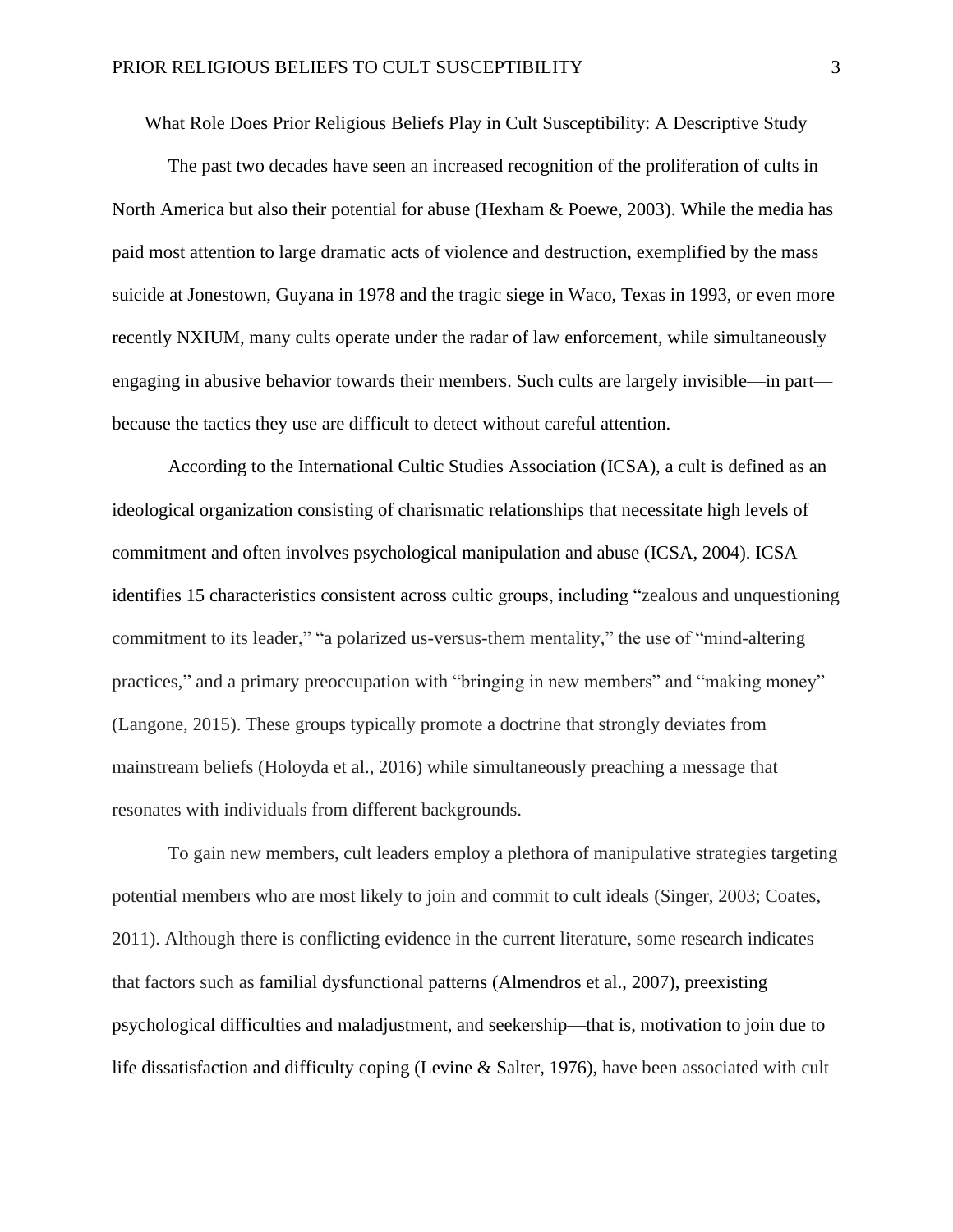# What Role Does Prior Religious Beliefs Play in Cult Susceptibility: A Descriptive Study

The past two decades have seen an increased recognition of the proliferation of cults in North America but also their potential for abuse (Hexham & Poewe, 2003). While the media has paid most attention to large dramatic acts of violence and destruction, exemplified by the mass suicide at Jonestown, Guyana in 1978 and the tragic siege in Waco, Texas in 1993, or even more recently NXIUM, many cults operate under the radar of law enforcement, while simultaneously engaging in abusive behavior towards their members. Such cults are largely invisible—in part—because the tactics they use are difficult to detect without careful attention.

According to the International Cultic Studies Association (ICSA), a cult is defined as an ideological organization consisting of charismatic relationships that necessitate high levels of commitment and often involves psychological manipulation and abuse (ICSA, 2004). ICSA identifies 15 characteristics consistent across cultic groups, including "zealous and unquestioning commitment to its leader," "a polarized us-versus-them mentality," the use of "mind-altering practices," and a primary preoccupation with "bringing in new members" and "making money" (Langone, 2015). These groups typically promote a doctrine that strongly deviates from mainstream beliefs (Holoyda et al., 2016) while simultaneously preaching a message that resonates with individuals from different backgrounds.

To gain new members, cult leaders employ a plethora of manipulative strategies targeting potential members who are most likely to join and commit to cult ideals (Singer, 2003; Coates, 2011). Although there is conflicting evidence in the current literature, some research indicates that factors such as familial dysfunctional patterns (Almendros et al., 2007), preexisting psychological difficulties and maladjustment, and seekership—that is, motivation to join due to life dissatisfaction and difficulty coping (Levine & Salter, 1976), have been associated with cult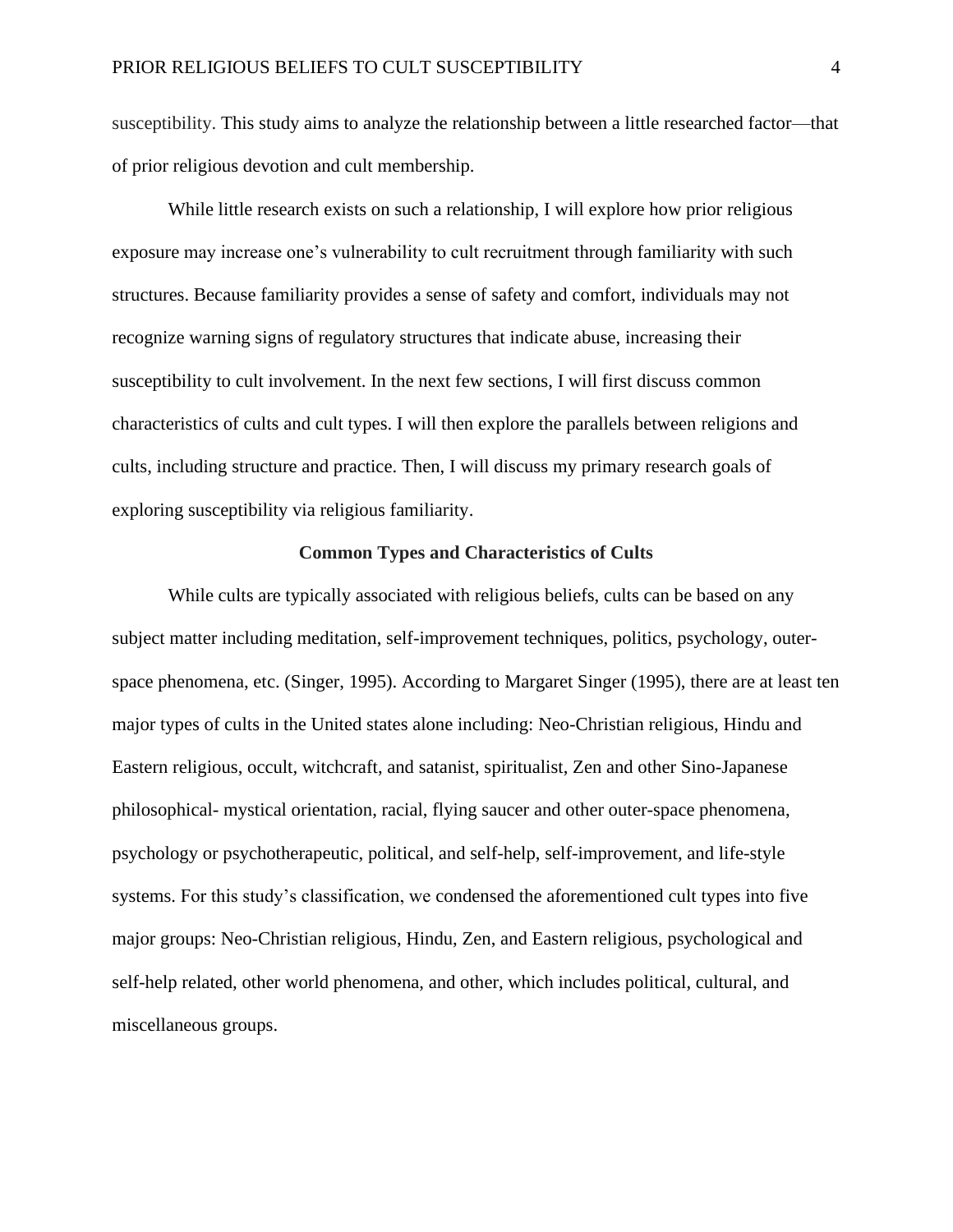susceptibility. This study aims to analyze the relationship between a little researched factor—that of prior religious devotion and cult membership.

While little research exists on such a relationship, I will explore how prior religious exposure may increase one's vulnerability to cult recruitment through familiarity with such structures. Because familiarity provides a sense of safety and comfort, individuals may not recognize warning signs of regulatory structures that indicate abuse, increasing their susceptibility to cult involvement. In the next few sections, I will first discuss common characteristics of cults and cult types. I will then explore the parallels between religions and cults, including structure and practice. Then, I will discuss my primary research goals of exploring susceptibility via religious familiarity.

## Common Types and Characteristics of Cults

While cults are typically associated with religious beliefs, cults can be based on any subject matter including meditation, self-improvement techniques, politics, psychology, outer-space phenomena, etc. (Singer, 1995). According to Margaret Singer (1995), there are at least ten major types of cults in the United states alone including: Neo-Christian religious, Hindu and Eastern religious, occult, witchcraft, and satanist, spiritualist, Zen and other Sino-Japanese philosophical- mystical orientation, racial, flying saucer and other outer-space phenomena, psychology or psychotherapeutic, political, and self-help, self-improvement, and life-style systems. For this study's classification, we condensed the aforementioned cult types into five major groups: Neo-Christian religious, Hindu, Zen, and Eastern religious, psychological and self-help related, other world phenomena, and other, which includes political, cultural, and miscellaneous groups.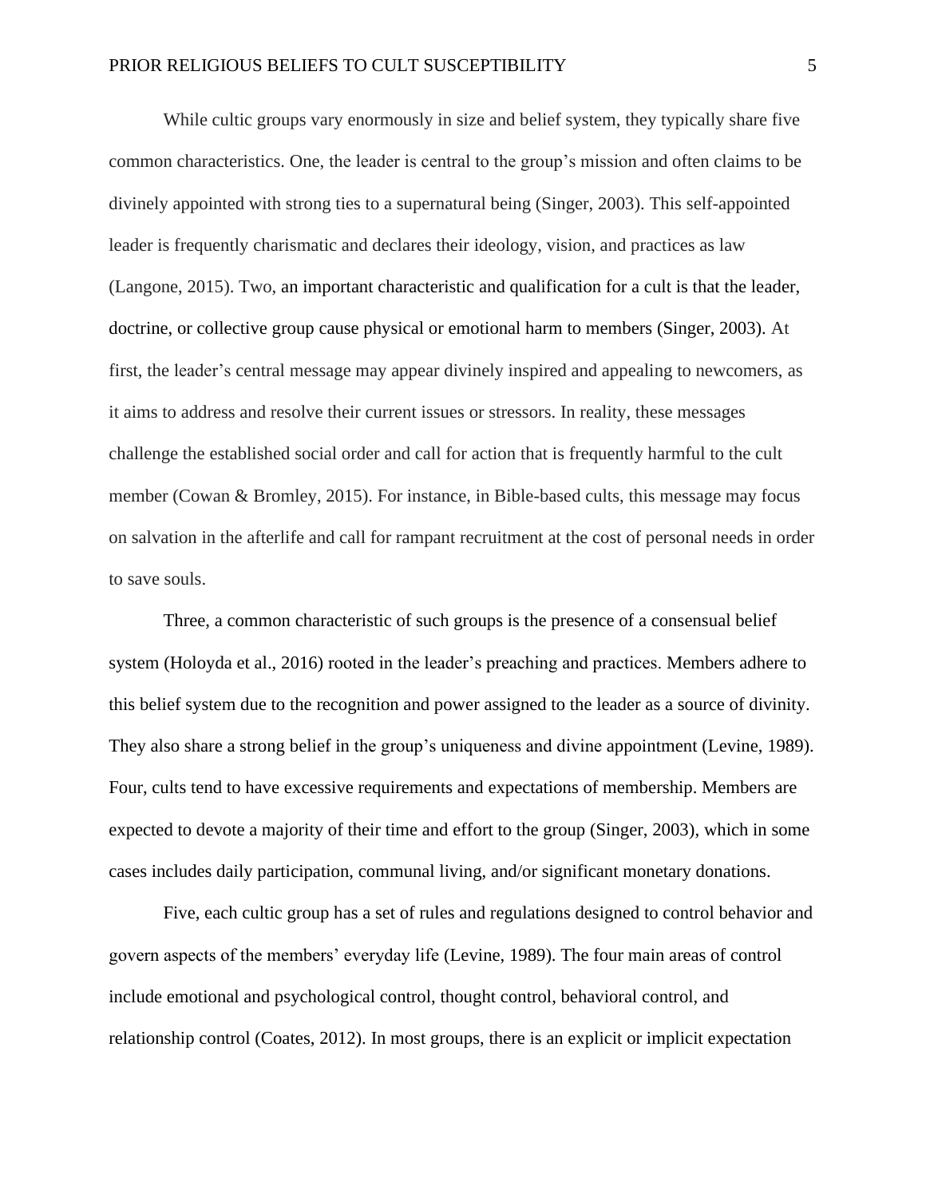While cultic groups vary enormously in size and belief system, they typically share five common characteristics. One, the leader is central to the group's mission and often claims to be divinely appointed with strong ties to a supernatural being (Singer, 2003). This self-appointed leader is frequently charismatic and declares their ideology, vision, and practices as law (Langone, 2015). Two, an important characteristic and qualification for a cult is that the leader, doctrine, or collective group cause physical or emotional harm to members (Singer, 2003). At first, the leader's central message may appear divinely inspired and appealing to newcomers, as it aims to address and resolve their current issues or stressors. In reality, these messages challenge the established social order and call for action that is frequently harmful to the cult member (Cowan & Bromley, 2015). For instance, in Bible-based cults, this message may focus on salvation in the afterlife and call for rampant recruitment at the cost of personal needs in order to save souls.

Three, a common characteristic of such groups is the presence of a consensual belief system (Holoyda et al., 2016) rooted in the leader's preaching and practices. Members adhere to this belief system due to the recognition and power assigned to the leader as a source of divinity. They also share a strong belief in the group's uniqueness and divine appointment (Levine, 1989). Four, cults tend to have excessive requirements and expectations of membership. Members are expected to devote a majority of their time and effort to the group (Singer, 2003), which in some cases includes daily participation, communal living, and/or significant monetary donations.

Five, each cultic group has a set of rules and regulations designed to control behavior and govern aspects of the members' everyday life (Levine, 1989). The four main areas of control include emotional and psychological control, thought control, behavioral control, and relationship control (Coates, 2012). In most groups, there is an explicit or implicit expectation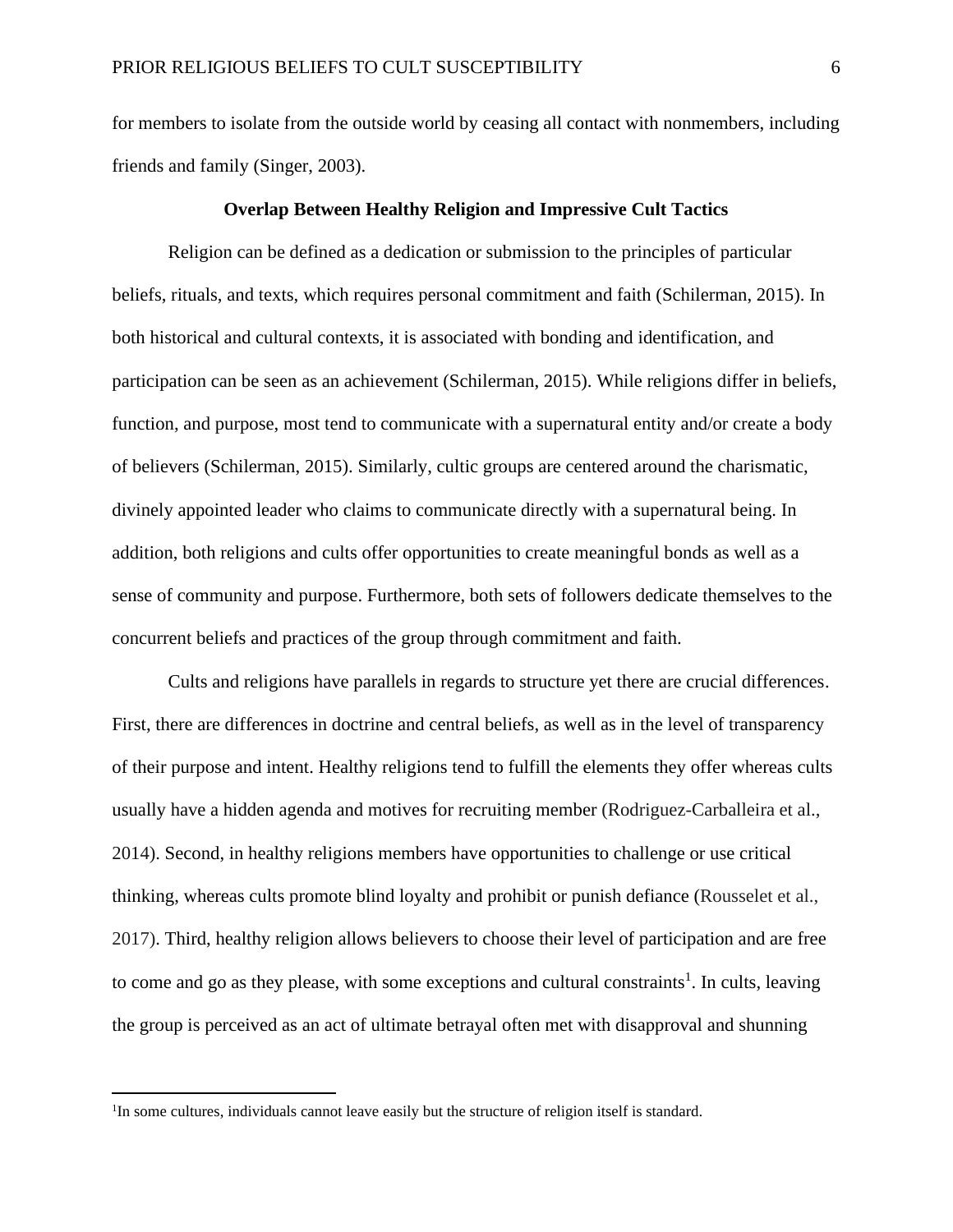for members to isolate from the outside world by ceasing all contact with nonmembers, including friends and family (Singer, 2003).

**Overlap Between Healthy Religion and Impressive Cult Tactics**

Religion can be defined as a dedication or submission to the principles of particular beliefs, rituals, and texts, which requires personal commitment and faith (Schilerman, 2015). In both historical and cultural contexts, it is associated with bonding and identification, and participation can be seen as an achievement (Schilerman, 2015). While religions differ in beliefs, function, and purpose, most tend to communicate with a supernatural entity and/or create a body of believers (Schilerman, 2015). Similarly, cultic groups are centered around the charismatic, divinely appointed leader who claims to communicate directly with a supernatural being. In addition, both religions and cults offer opportunities to create meaningful bonds as well as a sense of community and purpose. Furthermore, both sets of followers dedicate themselves to the concurrent beliefs and practices of the group through commitment and faith.

Cults and religions have parallels in regards to structure yet there are crucial differences. First, there are differences in doctrine and central beliefs, as well as in the level of transparency of their purpose and intent. Healthy religions tend to fulfill the elements they offer whereas cults usually have a hidden agenda and motives for recruiting member (Rodriguez-Carballeira et al., 2014). Second, in healthy religions members have opportunities to challenge or use critical thinking, whereas cults promote blind loyalty and prohibit or punish defiance (Rousselet et al., 2017). Third, healthy religion allows believers to choose their level of participation and are free to come and go as they please, with some exceptions and cultural constraints[1]. In cults, leaving the group is perceived as an act of ultimate betrayal often met with disapproval and shunning

[1] In some cultures, individuals cannot leave easily but the structure of religion itself is standard.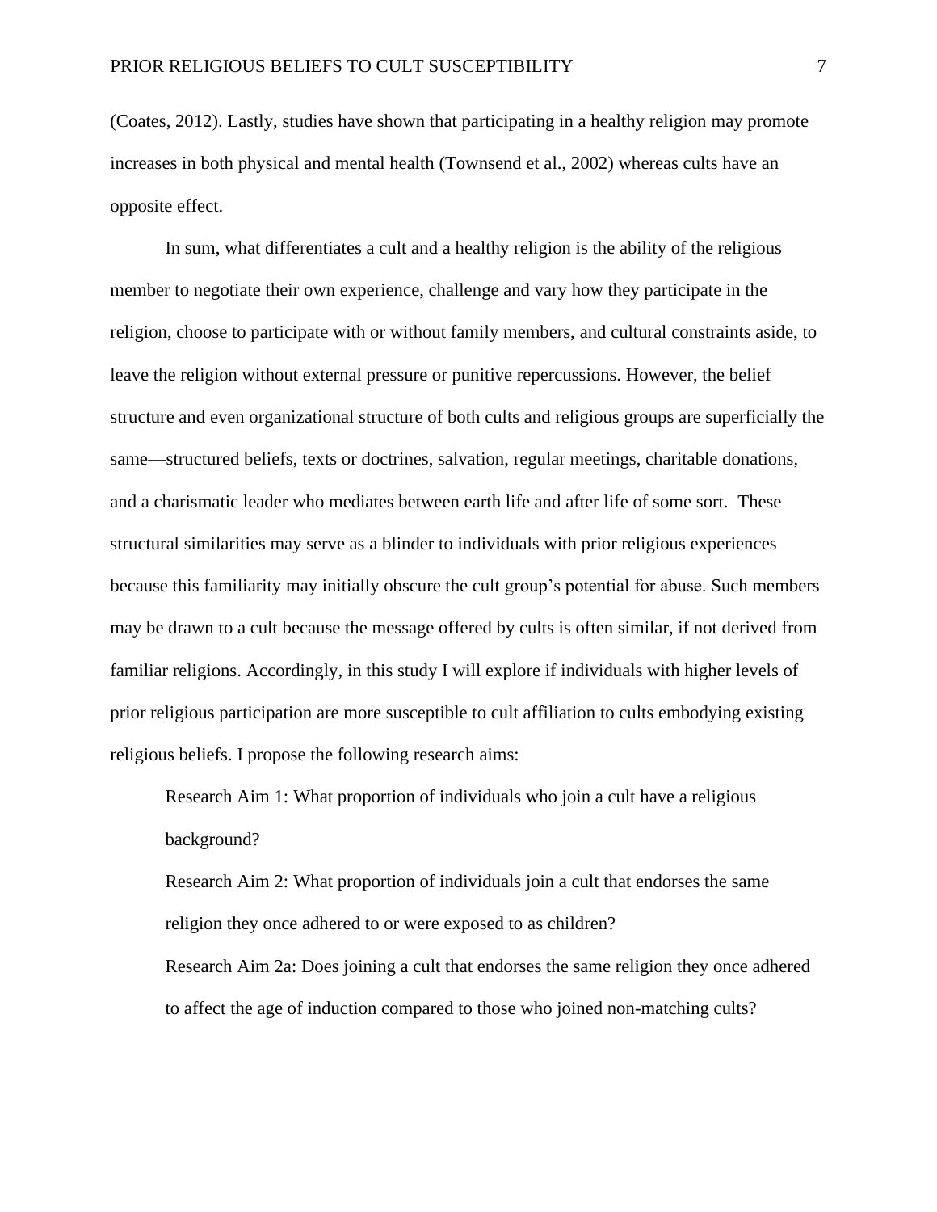(Coates, 2012). Lastly, studies have shown that participating in a healthy religion may promote increases in both physical and mental health (Townsend et al., 2002) whereas cults have an opposite effect.

In sum, what differentiates a cult and a healthy religion is the ability of the religious member to negotiate their own experience, challenge and vary how they participate in the religion, choose to participate with or without family members, and cultural constraints aside, to leave the religion without external pressure or punitive repercussions. However, the belief structure and even organizational structure of both cults and religious groups are superficially the same—structured beliefs, texts or doctrines, salvation, regular meetings, charitable donations, and a charismatic leader who mediates between earth life and after life of some sort. These structural similarities may serve as a blinder to individuals with prior religious experiences because this familiarity may initially obscure the cult group's potential for abuse. Such members may be drawn to a cult because the message offered by cults is often similar, if not derived from familiar religions. Accordingly, in this study I will explore if individuals with higher levels of prior religious participation are more susceptible to cult affiliation to cults embodying existing religious beliefs. I propose the following research aims:

Research Aim 1: What proportion of individuals who join a cult have a religious background?

Research Aim 2: What proportion of individuals join a cult that endorses the same religion they once adhered to or were exposed to as children?

Research Aim 2a: Does joining a cult that endorses the same religion they once adhered to affect the age of induction compared to those who joined non-matching cults?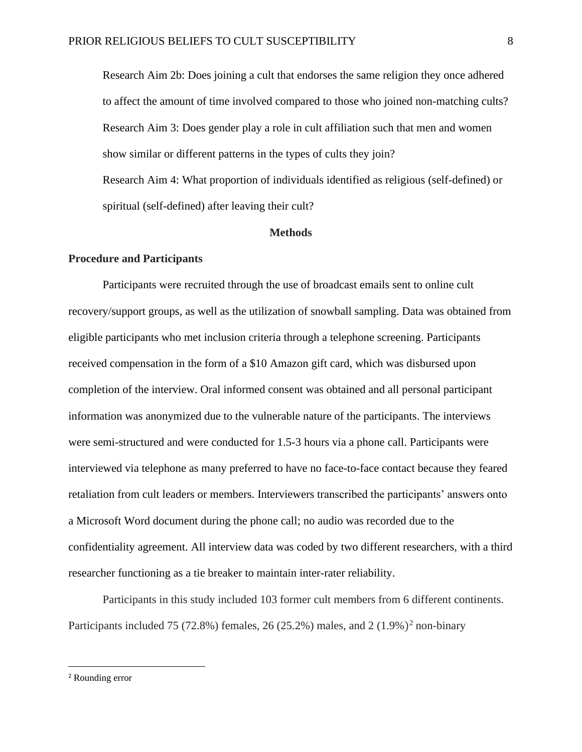Research Aim 2b: Does joining a cult that endorses the same religion they once adhered to affect the amount of time involved compared to those who joined non-matching cults?

Research Aim 3: Does gender play a role in cult affiliation such that men and women show similar or different patterns in the types of cults they join?

Research Aim 4: What proportion of individuals identified as religious (self-defined) or spiritual (self-defined) after leaving their cult?

## Methods

### Procedure and Participants

Participants were recruited through the use of broadcast emails sent to online cult recovery/support groups, as well as the utilization of snowball sampling. Data was obtained from eligible participants who met inclusion criteria through a telephone screening. Participants received compensation in the form of a $10 Amazon gift card, which was disbursed upon completion of the interview. Oral informed consent was obtained and all personal participant information was anonymized due to the vulnerable nature of the participants. The interviews were semi-structured and were conducted for 1.5-3 hours via a phone call. Participants were interviewed via telephone as many preferred to have no face-to-face contact because they feared retaliation from cult leaders or members. Interviewers transcribed the participants' answers onto a Microsoft Word document during the phone call; no audio was recorded due to the confidentiality agreement. All interview data was coded by two different researchers, with a third researcher functioning as a tie breaker to maintain inter-rater reliability.

Participants in this study included 103 former cult members from 6 different continents. Participants included 75 (72.8%) females, 26 (25.2%) males, and 2 (1.9%)[2] non-binary

[2] Rounding error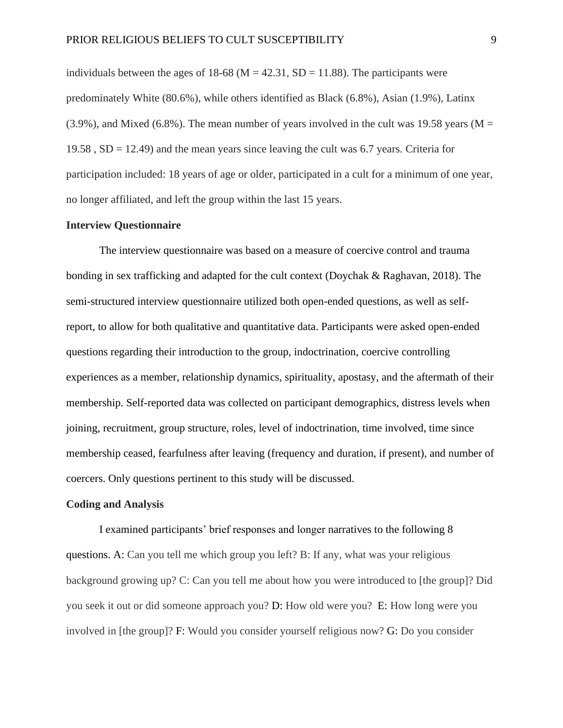individuals between the ages of 18-68 ($M = 42.31$, $SD = 11.88$). The participants were predominately White (80.6%), while others identified as Black (6.8%), Asian (1.9%), Latinx (3.9%), and Mixed (6.8%). The mean number of years involved in the cult was 19.58 years ($M = 19.58$, $SD = 12.49$) and the mean years since leaving the cult was 6.7 years. Criteria for participation included: 18 years of age or older, participated in a cult for a minimum of one year, no longer affiliated, and left the group within the last 15 years.

**Interview Questionnaire**

The interview questionnaire was based on a measure of coercive control and trauma bonding in sex trafficking and adapted for the cult context (Doychak & Raghavan, 2018). The semi-structured interview questionnaire utilized both open-ended questions, as well as self-report, to allow for both qualitative and quantitative data. Participants were asked open-ended questions regarding their introduction to the group, indoctrination, coercive controlling experiences as a member, relationship dynamics, spirituality, apostasy, and the aftermath of their membership. Self-reported data was collected on participant demographics, distress levels when joining, recruitment, group structure, roles, level of indoctrination, time involved, time since membership ceased, fearfulness after leaving (frequency and duration, if present), and number of coercers. Only questions pertinent to this study will be discussed.

**Coding and Analysis**

I examined participants' brief responses and longer narratives to the following 8 questions. A: Can you tell me which group you left? B: If any, what was your religious background growing up? C: Can you tell me about how you were introduced to [the group]? Did you seek it out or did someone approach you? D: How old were you? E: How long were you involved in [the group]? F: Would you consider yourself religious now? G: Do you consider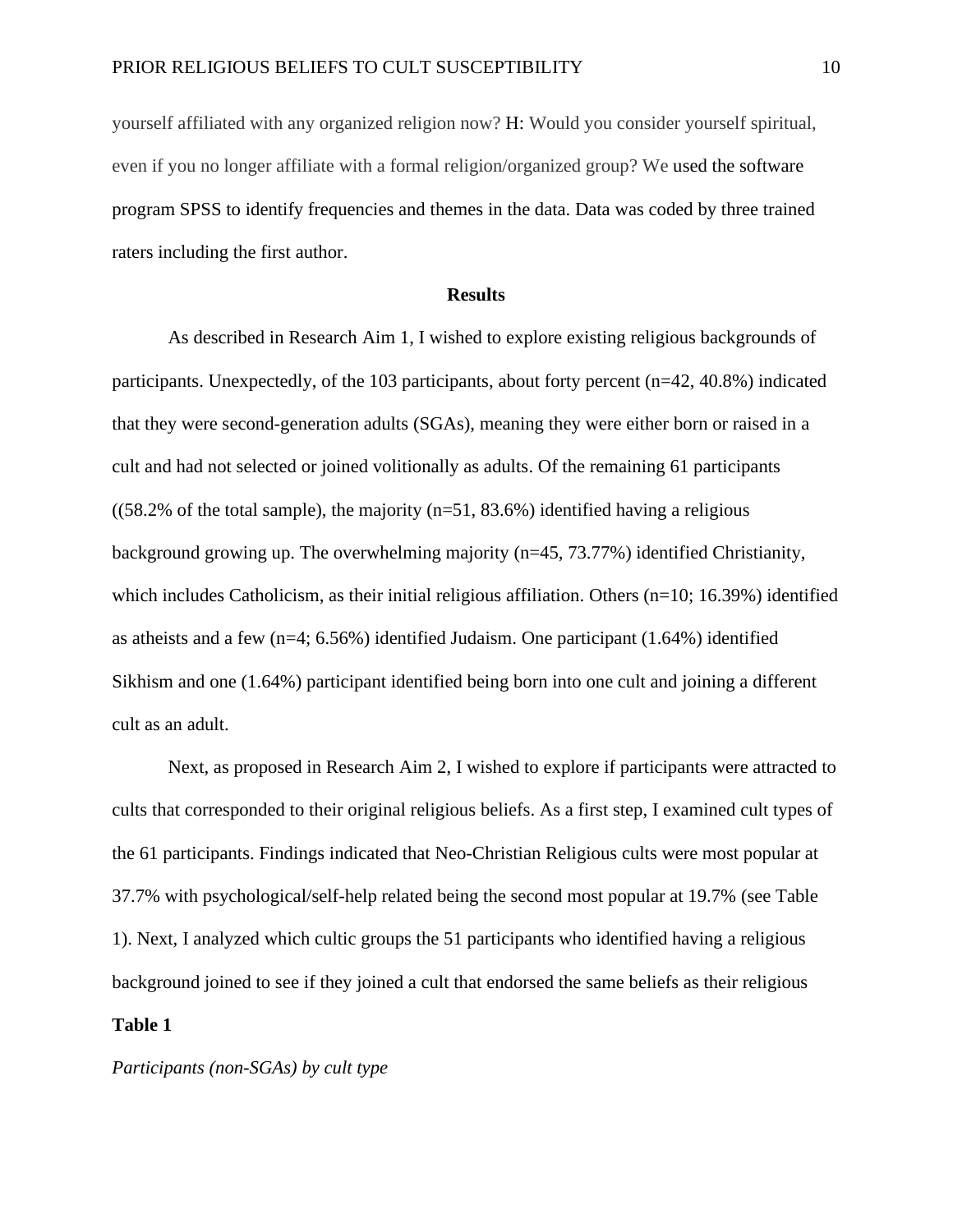yourself affiliated with any organized religion now? H: Would you consider yourself spiritual, even if you no longer affiliate with a formal religion/organized group? We used the software program SPSS to identify frequencies and themes in the data. Data was coded by three trained raters including the first author.

## Results

As described in Research Aim 1, I wished to explore existing religious backgrounds of participants. Unexpectedly, of the 103 participants, about forty percent (n=42, 40.8%) indicated that they were second-generation adults (SGAs), meaning they were either born or raised in a cult and had not selected or joined volitionally as adults. Of the remaining 61 participants ((58.2% of the total sample), the majority (n=51, 83.6%) identified having a religious background growing up. The overwhelming majority (n=45, 73.77%) identified Christianity, which includes Catholicism, as their initial religious affiliation. Others (n=10; 16.39%) identified as atheists and a few (n=4; 6.56%) identified Judaism. One participant (1.64%) identified Sikhism and one (1.64%) participant identified being born into one cult and joining a different cult as an adult.

Next, as proposed in Research Aim 2, I wished to explore if participants were attracted to cults that corresponded to their original religious beliefs. As a first step, I examined cult types of the 61 participants. Findings indicated that Neo-Christian Religious cults were most popular at 37.7% with psychological/self-help related being the second most popular at 19.7% (see Table 1). Next, I analyzed which cultic groups the 51 participants who identified having a religious background joined to see if they joined a cult that endorsed the same beliefs as their religious

**Table 1**

*Participants (non-SGAs) by cult type*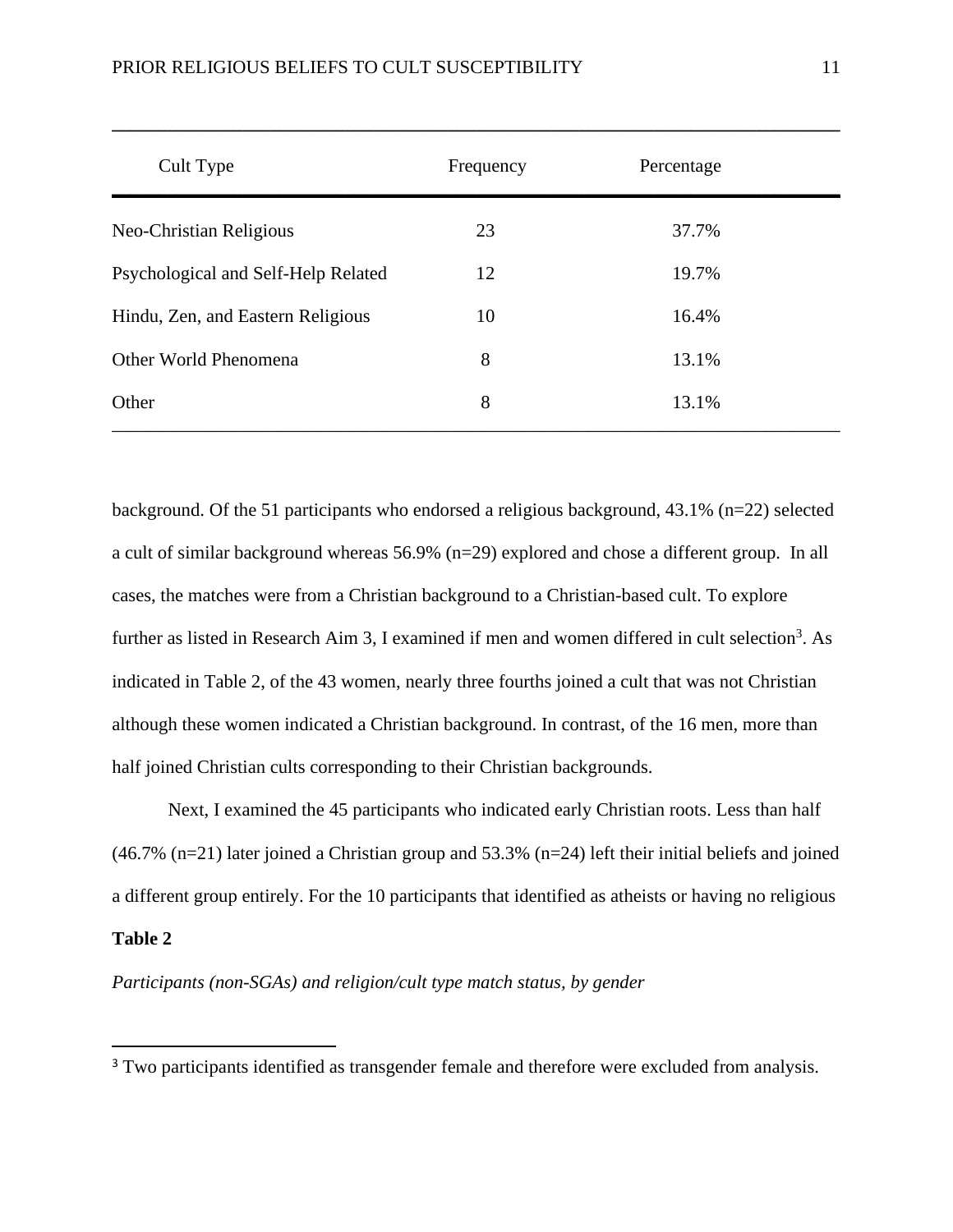| Cult Type | Frequency | Percentage |
|---|---|---|
| Neo-Christian Religious | 23 | 37.7% |
| Psychological and Self-Help Related | 12 | 19.7% |
| Hindu, Zen, and Eastern Religious | 10 | 16.4% |
| Other World Phenomena | 8 | 13.1% |
| Other | 8 | 13.1% |

background. Of the 51 participants who endorsed a religious background, 43.1% (n=22) selected a cult of similar background whereas 56.9% (n=29) explored and chose a different group. In all cases, the matches were from a Christian background to a Christian-based cult. To explore further as listed in Research Aim 3, I examined if men and women differed in cult selection[3]. As indicated in Table 2, of the 43 women, nearly three fourths joined a cult that was not Christian although these women indicated a Christian background. In contrast, of the 16 men, more than half joined Christian cults corresponding to their Christian backgrounds.

Next, I examined the 45 participants who indicated early Christian roots. Less than half (46.7% (n=21) later joined a Christian group and 53.3% (n=24) left their initial beliefs and joined a different group entirely. For the 10 participants that identified as atheists or having no religious

**Table 2**

*Participants (non-SGAs) and religion/cult type match status, by gender*

[3] Two participants identified as transgender female and therefore were excluded from analysis.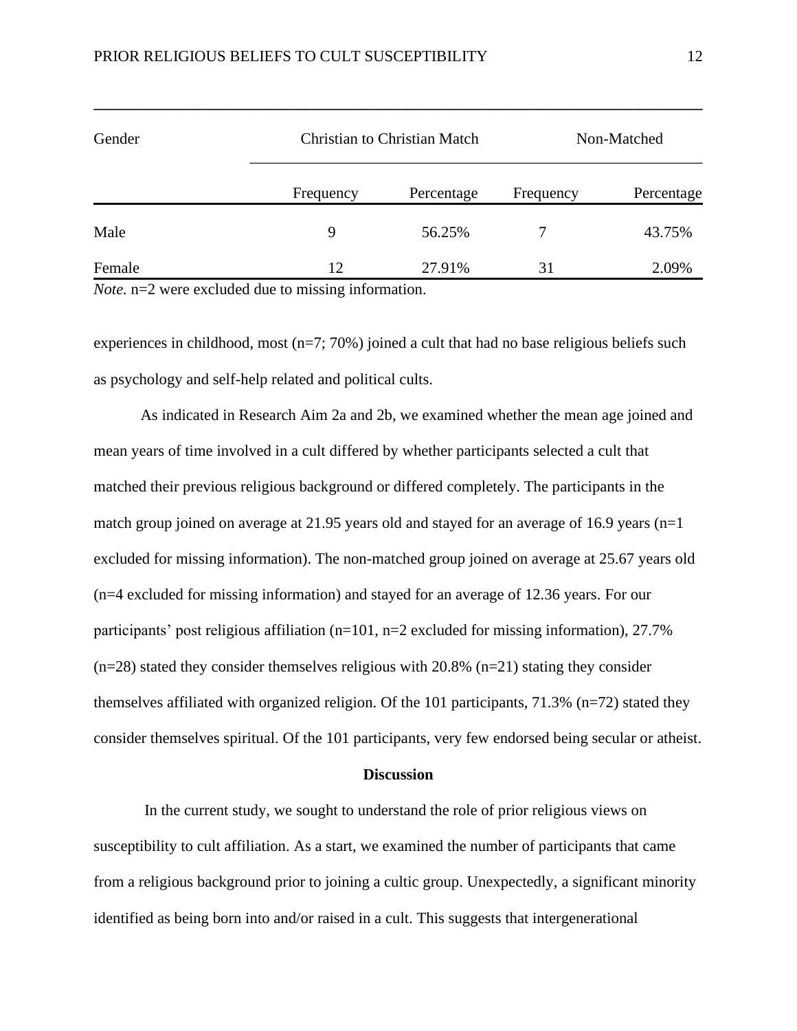| Gender | Christian to Christian Match | | Non-Matched | |
|---|---|---|---|---|
| | Frequency | Percentage | Frequency | Percentage |
| Male | 9 | 56.25% | 7 | 43.75% |
| Female | 12 | 27.91% | 31 | 2.09% |

*Note.* n=2 were excluded due to missing information.

experiences in childhood, most (n=7; 70%) joined a cult that had no base religious beliefs such as psychology and self-help related and political cults.

As indicated in Research Aim 2a and 2b, we examined whether the mean age joined and mean years of time involved in a cult differed by whether participants selected a cult that matched their previous religious background or differed completely. The participants in the match group joined on average at 21.95 years old and stayed for an average of 16.9 years (n=1 excluded for missing information). The non-matched group joined on average at 25.67 years old (n=4 excluded for missing information) and stayed for an average of 12.36 years. For our participants' post religious affiliation (n=101, n=2 excluded for missing information), 27.7% (n=28) stated they consider themselves religious with 20.8% (n=21) stating they consider themselves affiliated with organized religion. Of the 101 participants, 71.3% (n=72) stated they consider themselves spiritual. Of the 101 participants, very few endorsed being secular or atheist.

## Discussion

In the current study, we sought to understand the role of prior religious views on susceptibility to cult affiliation. As a start, we examined the number of participants that came from a religious background prior to joining a cultic group. Unexpectedly, a significant minority identified as being born into and/or raised in a cult. This suggests that intergenerational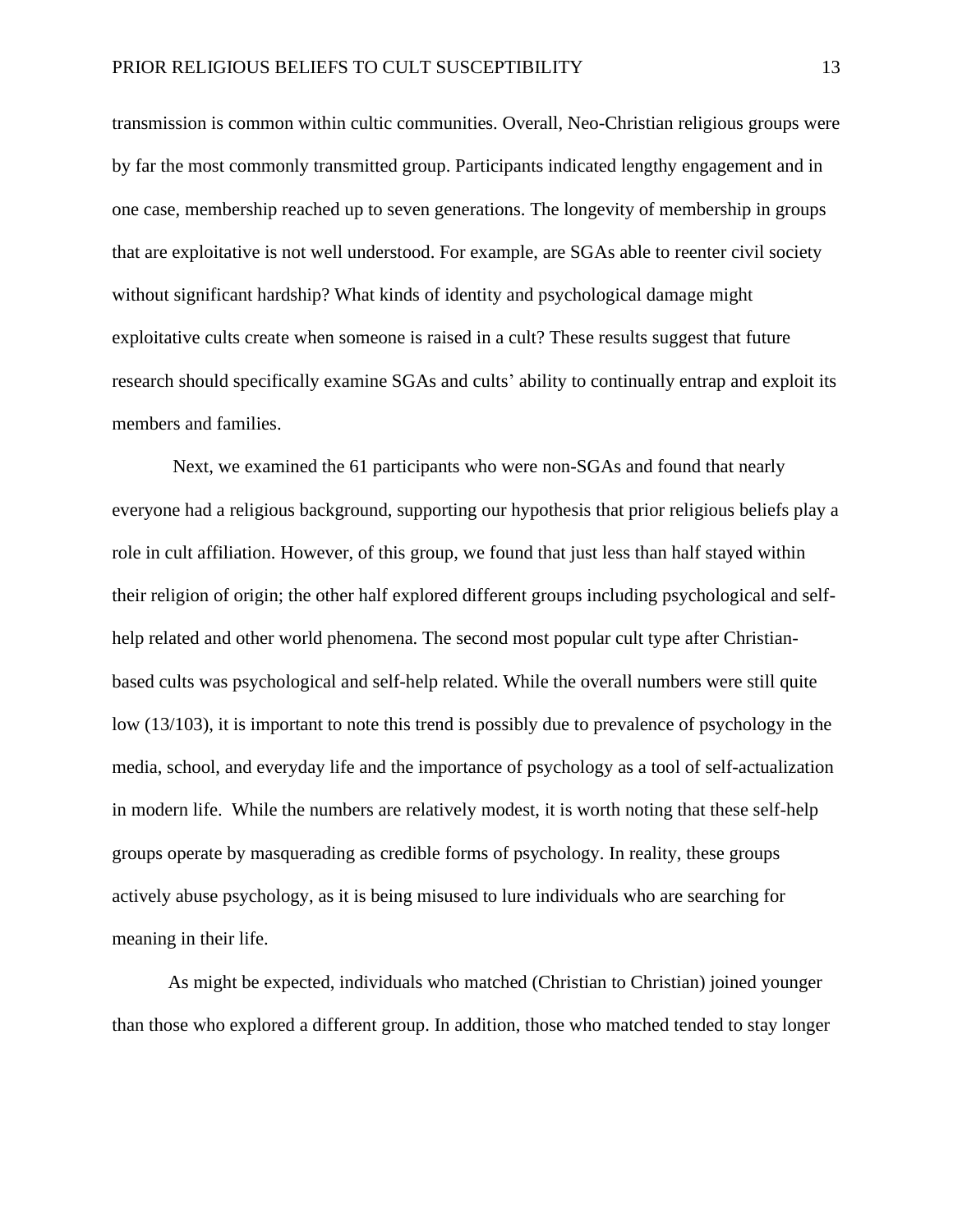transmission is common within cultic communities. Overall, Neo-Christian religious groups were by far the most commonly transmitted group. Participants indicated lengthy engagement and in one case, membership reached up to seven generations. The longevity of membership in groups that are exploitative is not well understood. For example, are SGAs able to reenter civil society without significant hardship? What kinds of identity and psychological damage might exploitative cults create when someone is raised in a cult? These results suggest that future research should specifically examine SGAs and cults' ability to continually entrap and exploit its members and families.

Next, we examined the 61 participants who were non-SGAs and found that nearly everyone had a religious background, supporting our hypothesis that prior religious beliefs play a role in cult affiliation. However, of this group, we found that just less than half stayed within their religion of origin; the other half explored different groups including psychological and self-help related and other world phenomena. The second most popular cult type after Christian-based cults was psychological and self-help related. While the overall numbers were still quite low (13/103), it is important to note this trend is possibly due to prevalence of psychology in the media, school, and everyday life and the importance of psychology as a tool of self-actualization in modern life. While the numbers are relatively modest, it is worth noting that these self-help groups operate by masquerading as credible forms of psychology. In reality, these groups actively abuse psychology, as it is being misused to lure individuals who are searching for meaning in their life.

As might be expected, individuals who matched (Christian to Christian) joined younger than those who explored a different group. In addition, those who matched tended to stay longer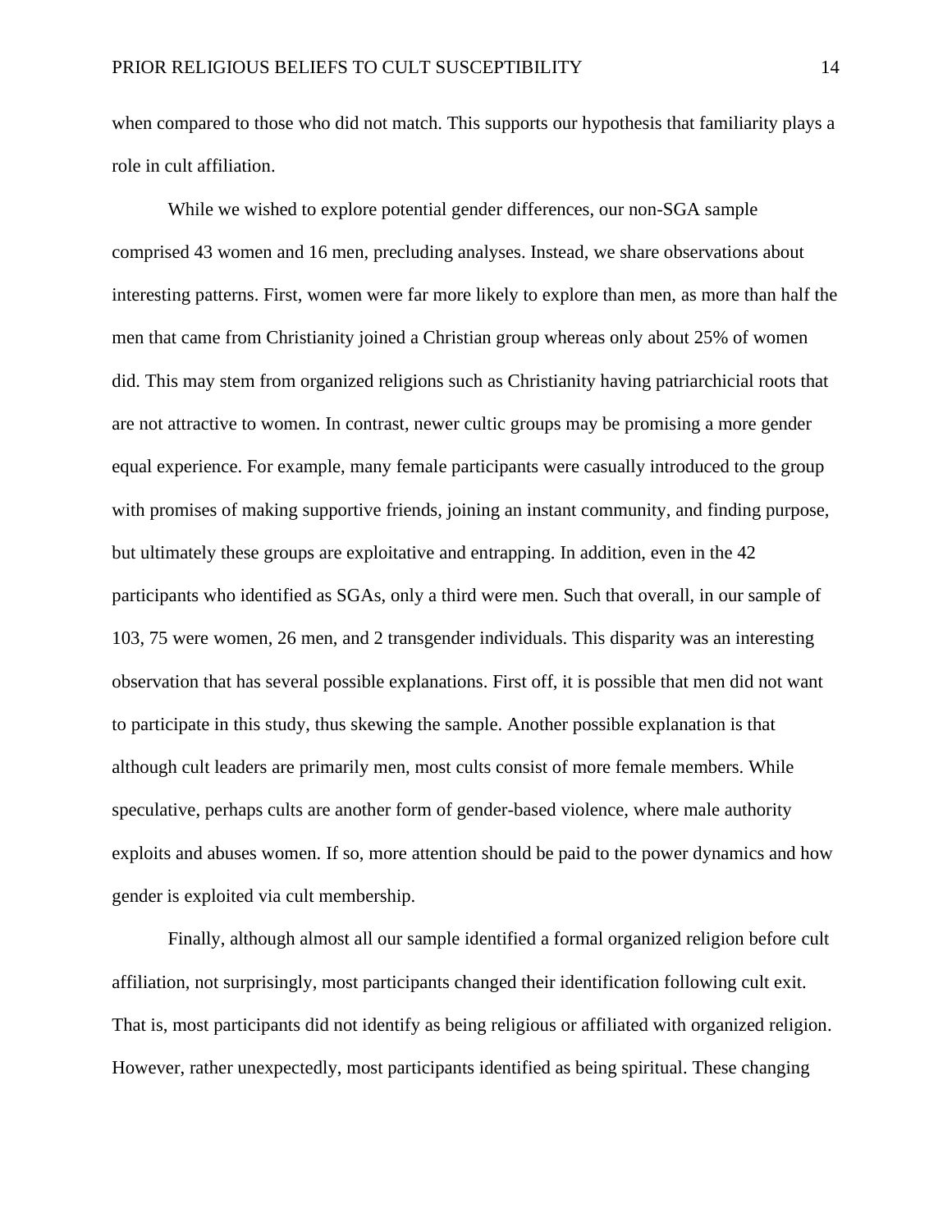when compared to those who did not match. This supports our hypothesis that familiarity plays a role in cult affiliation.

While we wished to explore potential gender differences, our non-SGA sample comprised 43 women and 16 men, precluding analyses. Instead, we share observations about interesting patterns. First, women were far more likely to explore than men, as more than half the men that came from Christianity joined a Christian group whereas only about 25% of women did. This may stem from organized religions such as Christianity having patriarchicial roots that are not attractive to women. In contrast, newer cultic groups may be promising a more gender equal experience. For example, many female participants were casually introduced to the group with promises of making supportive friends, joining an instant community, and finding purpose, but ultimately these groups are exploitative and entrapping. In addition, even in the 42 participants who identified as SGAs, only a third were men. Such that overall, in our sample of 103, 75 were women, 26 men, and 2 transgender individuals. This disparity was an interesting observation that has several possible explanations. First off, it is possible that men did not want to participate in this study, thus skewing the sample. Another possible explanation is that although cult leaders are primarily men, most cults consist of more female members. While speculative, perhaps cults are another form of gender-based violence, where male authority exploits and abuses women. If so, more attention should be paid to the power dynamics and how gender is exploited via cult membership.

Finally, although almost all our sample identified a formal organized religion before cult affiliation, not surprisingly, most participants changed their identification following cult exit. That is, most participants did not identify as being religious or affiliated with organized religion. However, rather unexpectedly, most participants identified as being spiritual. These changing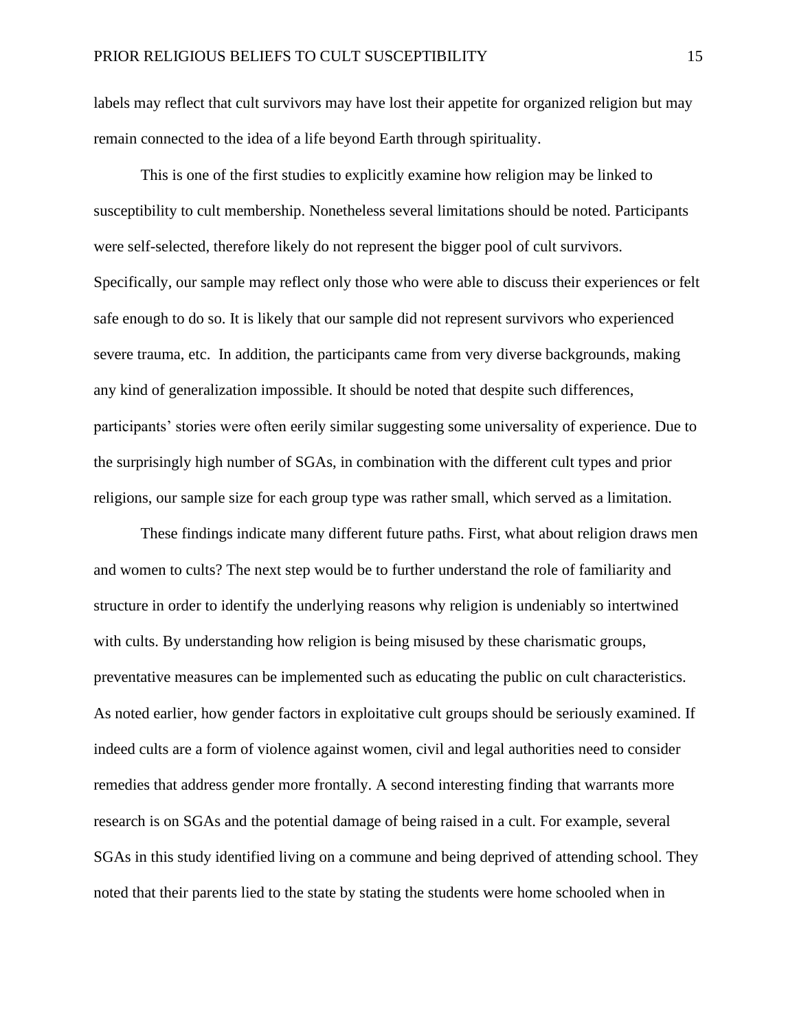labels may reflect that cult survivors may have lost their appetite for organized religion but may remain connected to the idea of a life beyond Earth through spirituality.

This is one of the first studies to explicitly examine how religion may be linked to susceptibility to cult membership. Nonetheless several limitations should be noted. Participants were self-selected, therefore likely do not represent the bigger pool of cult survivors. Specifically, our sample may reflect only those who were able to discuss their experiences or felt safe enough to do so. It is likely that our sample did not represent survivors who experienced severe trauma, etc.  In addition, the participants came from very diverse backgrounds, making any kind of generalization impossible. It should be noted that despite such differences, participants' stories were often eerily similar suggesting some universality of experience. Due to the surprisingly high number of SGAs, in combination with the different cult types and prior religions, our sample size for each group type was rather small, which served as a limitation.

These findings indicate many different future paths. First, what about religion draws men and women to cults? The next step would be to further understand the role of familiarity and structure in order to identify the underlying reasons why religion is undeniably so intertwined with cults. By understanding how religion is being misused by these charismatic groups, preventative measures can be implemented such as educating the public on cult characteristics. As noted earlier, how gender factors in exploitative cult groups should be seriously examined. If indeed cults are a form of violence against women, civil and legal authorities need to consider remedies that address gender more frontally. A second interesting finding that warrants more research is on SGAs and the potential damage of being raised in a cult. For example, several SGAs in this study identified living on a commune and being deprived of attending school. They noted that their parents lied to the state by stating the students were home schooled when in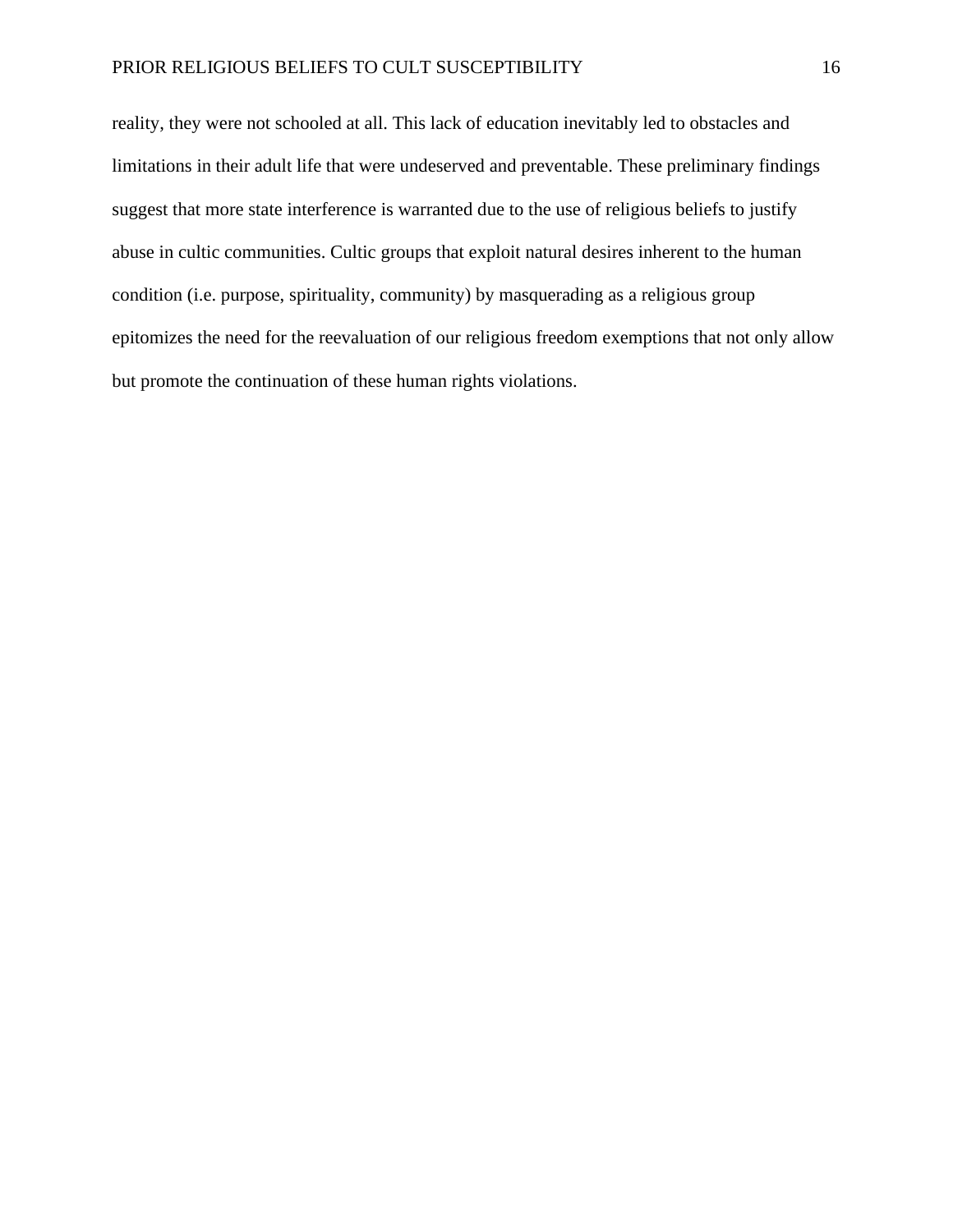reality, they were not schooled at all. This lack of education inevitably led to obstacles and limitations in their adult life that were undeserved and preventable. These preliminary findings suggest that more state interference is warranted due to the use of religious beliefs to justify abuse in cultic communities. Cultic groups that exploit natural desires inherent to the human condition (i.e. purpose, spirituality, community) by masquerading as a religious group epitomizes the need for the reevaluation of our religious freedom exemptions that not only allow but promote the continuation of these human rights violations.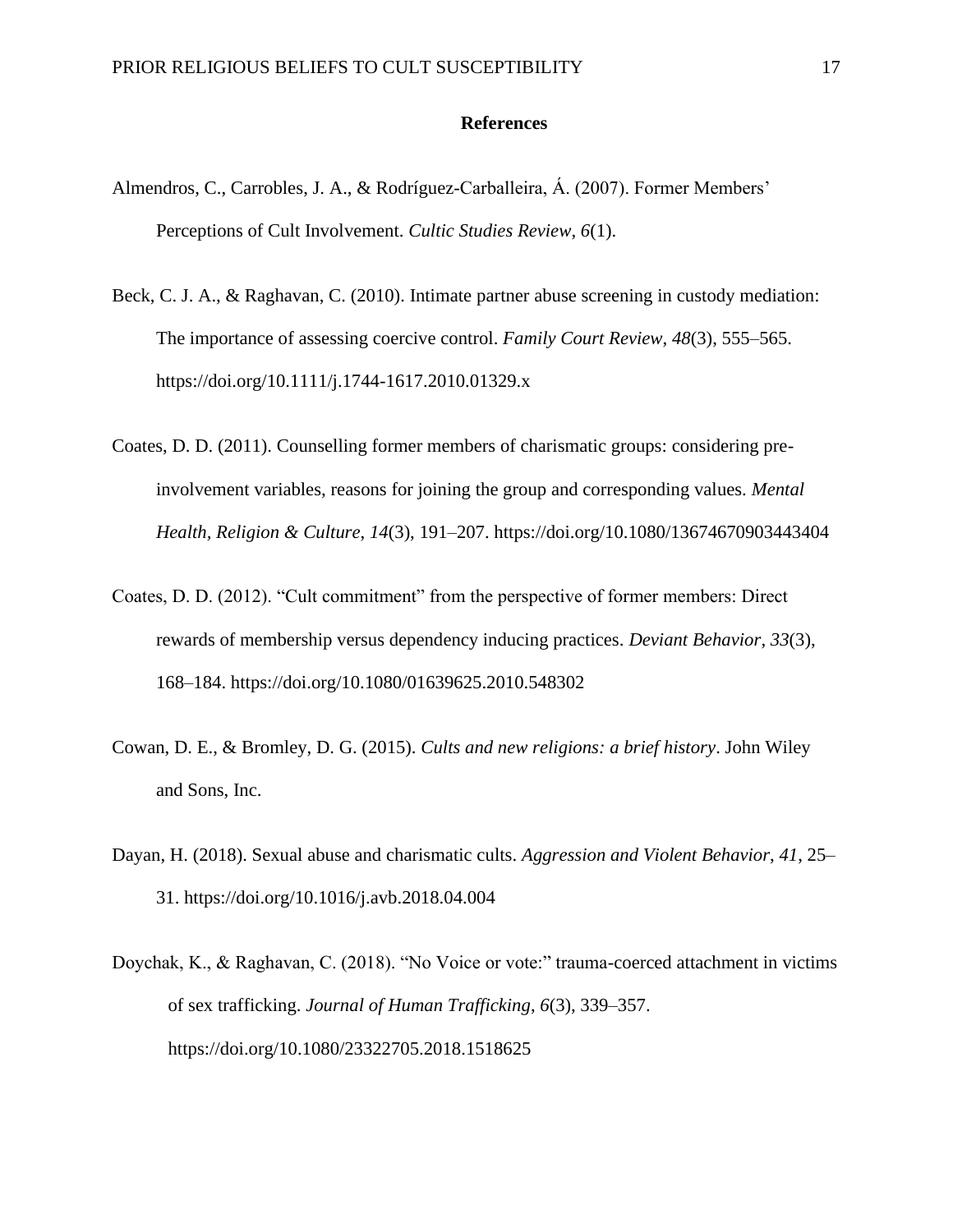# References

Almendros, C., Carrobles, J. A., & Rodríguez-Carballeira, Á. (2007). Former Members' Perceptions of Cult Involvement. *Cultic Studies Review*, *6*(1).

Beck, C. J. A., & Raghavan, C. (2010). Intimate partner abuse screening in custody mediation: The importance of assessing coercive control. *Family Court Review*, *48*(3), 555–565. https://doi.org/10.1111/j.1744-1617.2010.01329.x

Coates, D. D. (2011). Counselling former members of charismatic groups: considering pre-involvement variables, reasons for joining the group and corresponding values. *Mental Health, Religion & Culture*, *14*(3), 191–207. https://doi.org/10.1080/13674670903443404

Coates, D. D. (2012). "Cult commitment" from the perspective of former members: Direct rewards of membership versus dependency inducing practices. *Deviant Behavior*, *33*(3), 168–184. https://doi.org/10.1080/01639625.2010.548302

Cowan, D. E., & Bromley, D. G. (2015). *Cults and new religions: a brief history*. John Wiley and Sons, Inc.

Dayan, H. (2018). Sexual abuse and charismatic cults. *Aggression and Violent Behavior*, *41*, 25–31. https://doi.org/10.1016/j.avb.2018.04.004

Doychak, K., & Raghavan, C. (2018). "No Voice or vote:" trauma-coerced attachment in victims of sex trafficking. *Journal of Human Trafficking*, *6*(3), 339–357. https://doi.org/10.1080/23322705.2018.1518625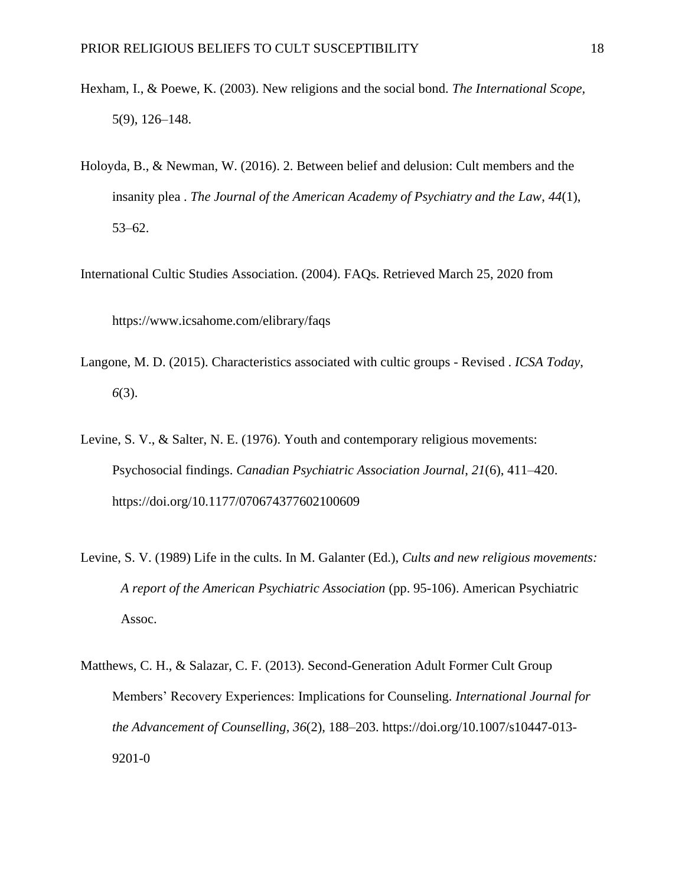Hexham, I., & Poewe, K. (2003). New religions and the social bond. *The International Scope*, 5(9), 126–148.

Holoyda, B., & Newman, W. (2016). 2. Between belief and delusion: Cult members and the insanity plea . *The Journal of the American Academy of Psychiatry and the Law*, *44*(1), 53–62.

International Cultic Studies Association. (2004). FAQs. Retrieved March 25, 2020 from

https://www.icsahome.com/elibrary/faqs

Langone, M. D. (2015). Characteristics associated with cultic groups - Revised . *ICSA Today*, *6*(3).

Levine, S. V., & Salter, N. E. (1976). Youth and contemporary religious movements: Psychosocial findings. *Canadian Psychiatric Association Journal*, *21*(6), 411–420. https://doi.org/10.1177/070674377602100609

Levine, S. V. (1989) Life in the cults. In M. Galanter (Ed.), *Cults and new religious movements: A report of the American Psychiatric Association* (pp. 95-106). American Psychiatric Assoc.

Matthews, C. H., & Salazar, C. F. (2013). Second-Generation Adult Former Cult Group Members' Recovery Experiences: Implications for Counseling. *International Journal for the Advancement of Counselling*, *36*(2), 188–203. https://doi.org/10.1007/s10447-013-9201-0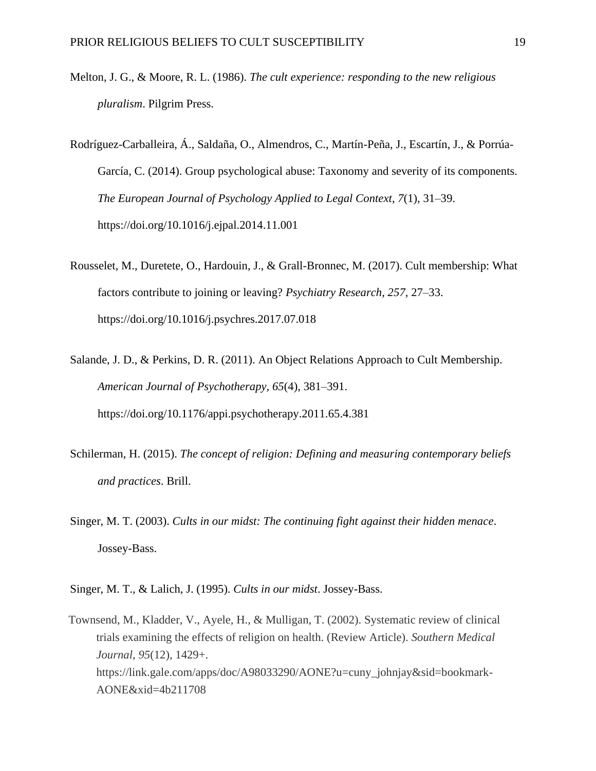Melton, J. G., & Moore, R. L. (1986). *The cult experience: responding to the new religious pluralism*. Pilgrim Press.

Rodríguez-Carballeira, Á., Saldaña, O., Almendros, C., Martín-Peña, J., Escartín, J., & Porrúa-García, C. (2014). Group psychological abuse: Taxonomy and severity of its components. *The European Journal of Psychology Applied to Legal Context*, *7*(1), 31–39. https://doi.org/10.1016/j.ejpal.2014.11.001

Rousselet, M., Duretete, O., Hardouin, J., & Grall-Bronnec, M. (2017). Cult membership: What factors contribute to joining or leaving? *Psychiatry Research*, *257*, 27–33. https://doi.org/10.1016/j.psychres.2017.07.018

Salande, J. D., & Perkins, D. R. (2011). An Object Relations Approach to Cult Membership. *American Journal of Psychotherapy*, *65*(4), 381–391. https://doi.org/10.1176/appi.psychotherapy.2011.65.4.381

Schilerman, H. (2015). *The concept of religion: Defining and measuring contemporary beliefs and practices*. Brill.

Singer, M. T. (2003). *Cults in our midst: The continuing fight against their hidden menace*. Jossey-Bass.

Singer, M. T., & Lalich, J. (1995). *Cults in our midst*. Jossey-Bass.

Townsend, M., Kladder, V., Ayele, H., & Mulligan, T. (2002). Systematic review of clinical trials examining the effects of religion on health. (Review Article). *Southern Medical Journal*, *95*(12), 1429+. https://link.gale.com/apps/doc/A98033290/AONE?u=cuny_johnjay&sid=bookmark-AONE&xid=4b211708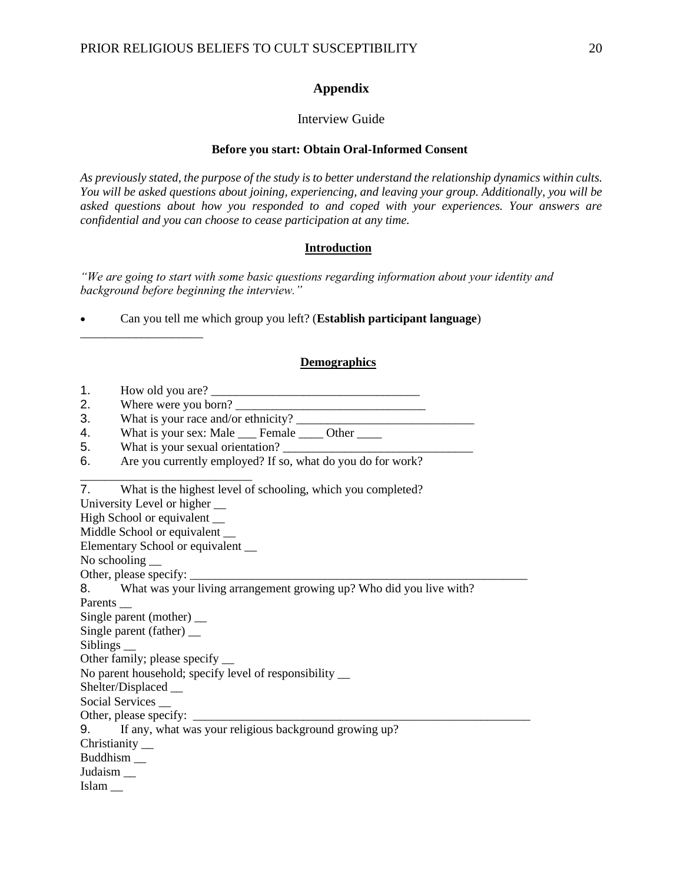## Appendix

Interview Guide

**Before you start: Obtain Oral-Informed Consent**

*As previously stated, the purpose of the study is to better understand the relationship dynamics within cults. You will be asked questions about joining, experiencing, and leaving your group. Additionally, you will be asked questions about how you responded to and coped with your experiences. Your answers are confidential and you can choose to cease participation at any time.*

**Introduction**

*"We are going to start with some basic questions regarding information about your identity and background before beginning the interview."*

- Can you tell me which group you left? (**Establish participant language**)

____________________

**Demographics**

1. How old you are? __________________________________
2. Where were you born? _______________________________
3. What is your race and/or ethnicity? _____________________________
4. What is your sex: Male ___ Female ____ Other ____
5. What is your sexual orientation? _______________________________
6. Are you currently employed? If so, what do you do for work?

____________________________

7. What is the highest level of schooling, which you completed?

University Level or higher __
High School or equivalent __
Middle School or equivalent __
Elementary School or equivalent __
No schooling __
Other, please specify: _________________________________________________________

8. What was your living arrangement growing up? Who did you live with?

Parents __
Single parent (mother) __
Single parent (father) __
Siblings __
Other family; please specify __
No parent household; specify level of responsibility __
Shelter/Displaced __
Social Services __
Other, please specify: _________________________________________________________

9. If any, what was your religious background growing up?

Christianity __
Buddhism __
Judaism __
Islam __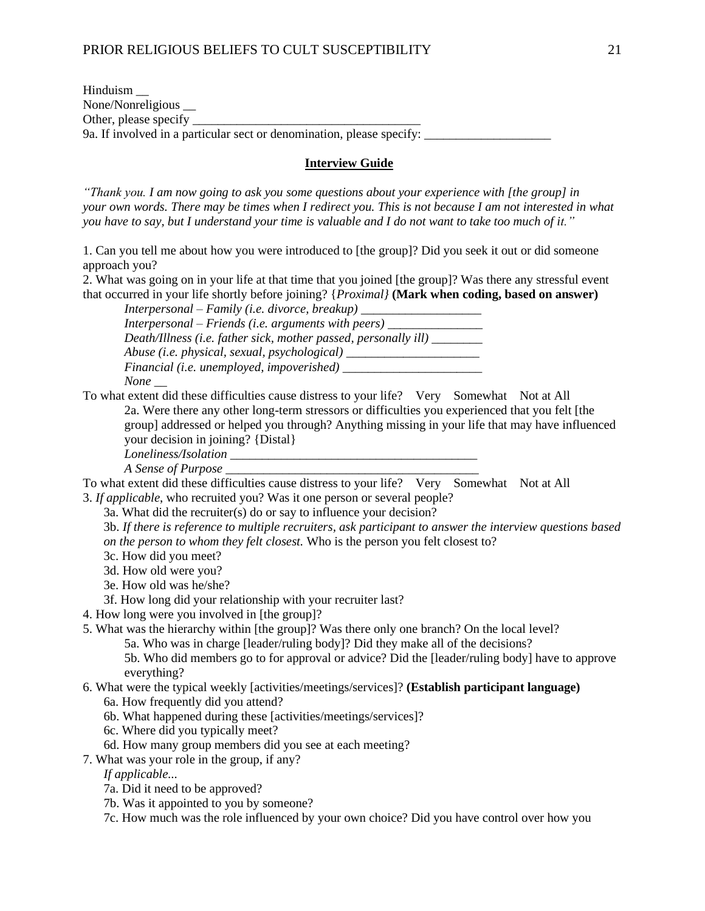Hinduism __
None/Nonreligious __
Other, please specify ___________________________________
9a. If involved in a particular sect or denomination, please specify: ____________________

## Interview Guide

*"Thank you. I am now going to ask you some questions about your experience with [the group] in your own words. There may be times when I redirect you. This is not because I am not interested in what you have to say, but I understand your time is valuable and I do not want to take too much of it."*

1. Can you tell me about how you were introduced to [the group]? Did you seek it out or did someone approach you?
2. What was going on in your life at that time that you joined [the group]? Was there any stressful event that occurred in your life shortly before joining? {*Proximal}* **(Mark when coding, based on answer)**
   - *Interpersonal – Family (i.e. divorce, breakup)* ___________________
   - *Interpersonal – Friends (i.e. arguments with peers)* _______________
   - *Death/Illness (i.e. father sick, mother passed, personally ill)* ________
   - *Abuse (i.e. physical, sexual, psychological)* _____________________
   - *Financial (i.e. unemployed, impoverished)* ______________________
   - *None* __

To what extent did these difficulties cause distress to your life? Very Somewhat Not at All

   2a. Were there any other long-term stressors or difficulties you experienced that you felt [the group] addressed or helped you through? Anything missing in your life that may have influenced your decision in joining? {Distal}
   - *Loneliness/Isolation* ________________________________________
   - *A Sense of Purpose* ________________________________________

To what extent did these difficulties cause distress to your life? Very Somewhat Not at All

3. *If applicable*, who recruited you? Was it one person or several people?
   3a. What did the recruiter(s) do or say to influence your decision?
   3b. *If there is reference to multiple recruiters, ask participant to answer the interview questions based on the person to whom they felt closest.* Who is the person you felt closest to?
   3c. How did you meet?
   3d. How old were you?
   3e. How old was he/she?
   3f. How long did your relationship with your recruiter last?
4. How long were you involved in [the group]?
5. What was the hierarchy within [the group]? Was there only one branch? On the local level?
   5a. Who was in charge [leader/ruling body]? Did they make all of the decisions?
   5b. Who did members go to for approval or advice? Did the [leader/ruling body] have to approve everything?
6. What were the typical weekly [activities/meetings/services]? **(Establish participant language)**
   6a. How frequently did you attend?
   6b. What happened during these [activities/meetings/services]?
   6c. Where did you typically meet?
   6d. How many group members did you see at each meeting?
7. What was your role in the group, if any?
   *If applicable...*
   7a. Did it need to be approved?
   7b. Was it appointed to you by someone?
   7c. How much was the role influenced by your own choice? Did you have control over how you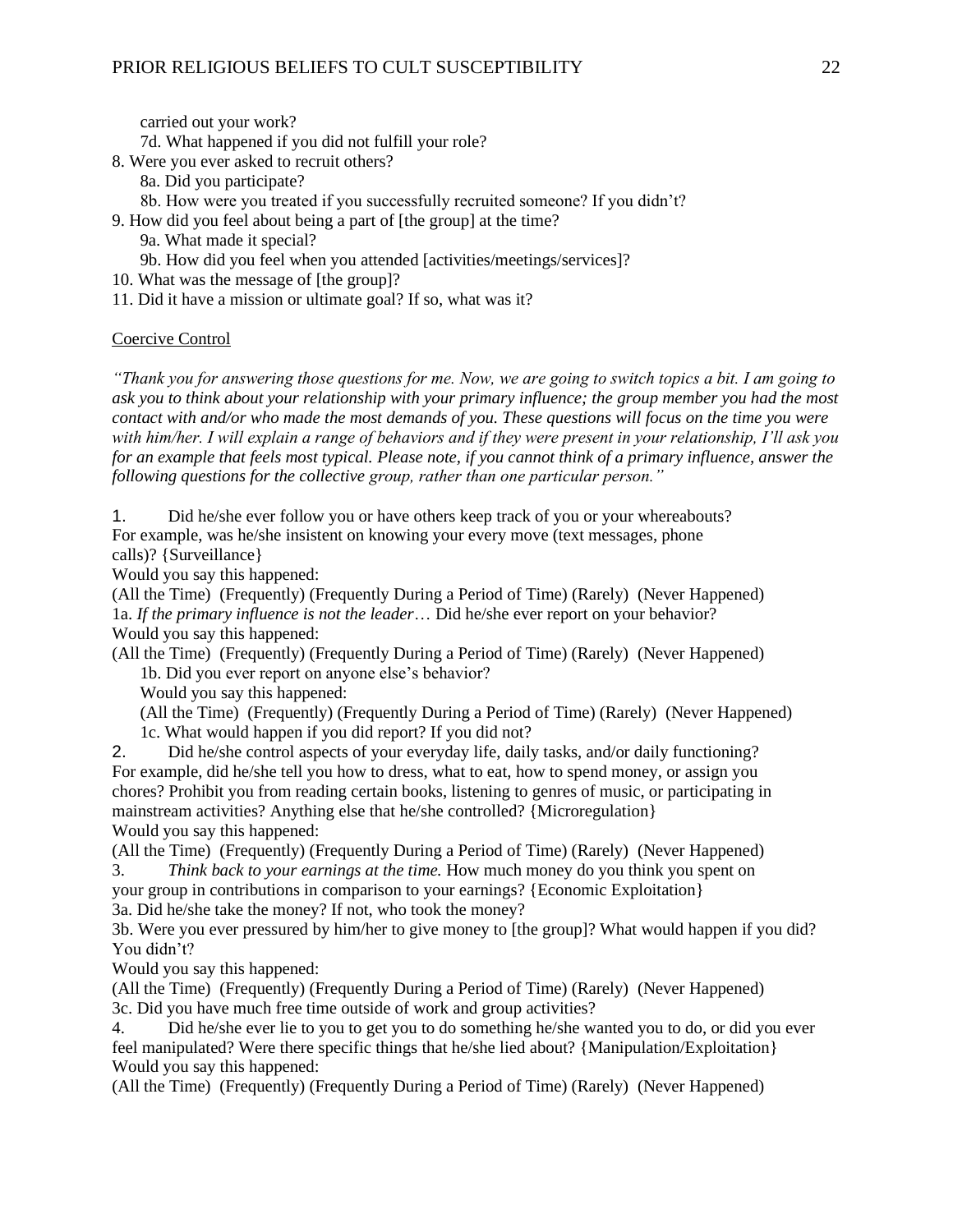carried out your work?

7d. What happened if you did not fulfill your role?

8. Were you ever asked to recruit others?

   8a. Did you participate?

   8b. How were you treated if you successfully recruited someone? If you didn't?

9. How did you feel about being a part of [the group] at the time?

   9a. What made it special?

   9b. How did you feel when you attended [activities/meetings/services]?

10. What was the message of [the group]?

11. Did it have a mission or ultimate goal? If so, what was it?

<u>Coercive Control</u>

*"Thank you for answering those questions for me. Now, we are going to switch topics a bit. I am going to ask you to think about your relationship with your primary influence; the group member you had the most contact with and/or who made the most demands of you. These questions will focus on the time you were with him/her. I will explain a range of behaviors and if they were present in your relationship, I'll ask you for an example that feels most typical. Please note, if you cannot think of a primary influence, answer the following questions for the collective group, rather than one particular person."*

1. Did he/she ever follow you or have others keep track of you or your whereabouts? For example, was he/she insistent on knowing your every move (text messages, phone calls)? {Surveillance}

Would you say this happened:

(All the Time) (Frequently) (Frequently During a Period of Time) (Rarely) (Never Happened)

1a. *If the primary influence is not the leader*… Did he/she ever report on your behavior?

Would you say this happened:

(All the Time) (Frequently) (Frequently During a Period of Time) (Rarely) (Never Happened)

   1b. Did you ever report on anyone else's behavior?

   Would you say this happened:

   (All the Time) (Frequently) (Frequently During a Period of Time) (Rarely) (Never Happened)

   1c. What would happen if you did report? If you did not?

2. Did he/she control aspects of your everyday life, daily tasks, and/or daily functioning? For example, did he/she tell you how to dress, what to eat, how to spend money, or assign you chores? Prohibit you from reading certain books, listening to genres of music, or participating in mainstream activities? Anything else that he/she controlled? {Microregulation}

Would you say this happened:

(All the Time) (Frequently) (Frequently During a Period of Time) (Rarely) (Never Happened)

3. *Think back to your earnings at the time.* How much money do you think you spent on your group in contributions in comparison to your earnings? {Economic Exploitation}

3a. Did he/she take the money? If not, who took the money?

3b. Were you ever pressured by him/her to give money to [the group]? What would happen if you did? You didn't?

Would you say this happened:

(All the Time) (Frequently) (Frequently During a Period of Time) (Rarely) (Never Happened)

3c. Did you have much free time outside of work and group activities?

4. Did he/she ever lie to you to get you to do something he/she wanted you to do, or did you ever feel manipulated? Were there specific things that he/she lied about? {Manipulation/Exploitation}

Would you say this happened:

(All the Time) (Frequently) (Frequently During a Period of Time) (Rarely) (Never Happened)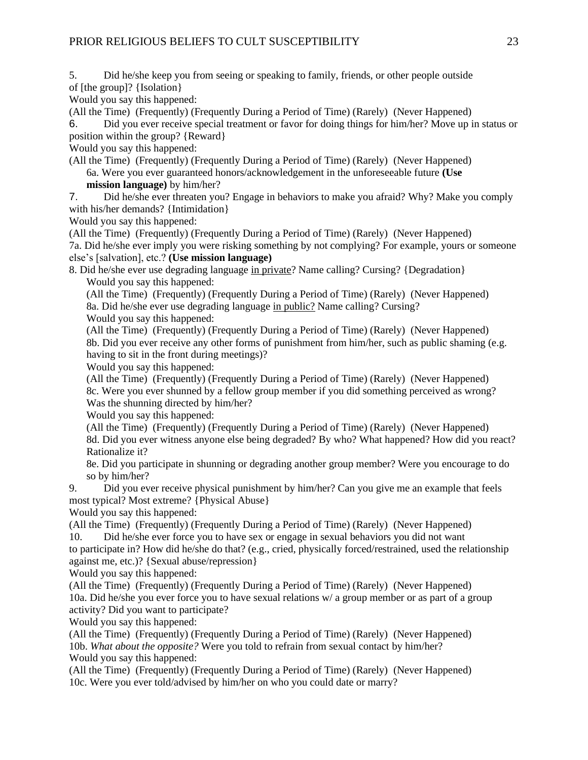5. Did he/she keep you from seeing or speaking to family, friends, or other people outside of [the group]? {Isolation}

Would you say this happened:

(All the Time) (Frequently) (Frequently During a Period of Time) (Rarely) (Never Happened)

6. Did you ever receive special treatment or favor for doing things for him/her? Move up in status or position within the group? {Reward}

Would you say this happened:

(All the Time) (Frequently) (Frequently During a Period of Time) (Rarely) (Never Happened)

6a. Were you ever guaranteed honors/acknowledgement in the unforeseeable future **(Use mission language)** by him/her?

7. Did he/she ever threaten you? Engage in behaviors to make you afraid? Why? Make you comply with his/her demands? {Intimidation}

Would you say this happened:

(All the Time) (Frequently) (Frequently During a Period of Time) (Rarely) (Never Happened)

7a. Did he/she ever imply you were risking something by not complying? For example, yours or someone else's [salvation], etc.? **(Use mission language)**

8. Did he/she ever use degrading language <u>in private</u>? Name calling? Cursing? {Degradation}

Would you say this happened:

(All the Time) (Frequently) (Frequently During a Period of Time) (Rarely) (Never Happened)

8a. Did he/she ever use degrading language <u>in public?</u> Name calling? Cursing?

Would you say this happened:

(All the Time) (Frequently) (Frequently During a Period of Time) (Rarely) (Never Happened)

8b. Did you ever receive any other forms of punishment from him/her, such as public shaming (e.g. having to sit in the front during meetings)?

Would you say this happened:

(All the Time) (Frequently) (Frequently During a Period of Time) (Rarely) (Never Happened)

8c. Were you ever shunned by a fellow group member if you did something perceived as wrong? Was the shunning directed by him/her?

Would you say this happened:

(All the Time) (Frequently) (Frequently During a Period of Time) (Rarely) (Never Happened)

8d. Did you ever witness anyone else being degraded? By who? What happened? How did you react? Rationalize it?

8e. Did you participate in shunning or degrading another group member? Were you encourage to do so by him/her?

9. Did you ever receive physical punishment by him/her? Can you give me an example that feels most typical? Most extreme? {Physical Abuse}

Would you say this happened:

(All the Time) (Frequently) (Frequently During a Period of Time) (Rarely) (Never Happened)

10. Did he/she ever force you to have sex or engage in sexual behaviors you did not want to participate in? How did he/she do that? (e.g., cried, physically forced/restrained, used the relationship against me, etc.)? {Sexual abuse/repression}

Would you say this happened:

(All the Time) (Frequently) (Frequently During a Period of Time) (Rarely) (Never Happened)

10a. Did he/she you ever force you to have sexual relations w/ a group member or as part of a group activity? Did you want to participate?

Would you say this happened:

(All the Time) (Frequently) (Frequently During a Period of Time) (Rarely) (Never Happened)

10b. *What about the opposite?* Were you told to refrain from sexual contact by him/her?

Would you say this happened:

(All the Time) (Frequently) (Frequently During a Period of Time) (Rarely) (Never Happened)

10c. Were you ever told/advised by him/her on who you could date or marry?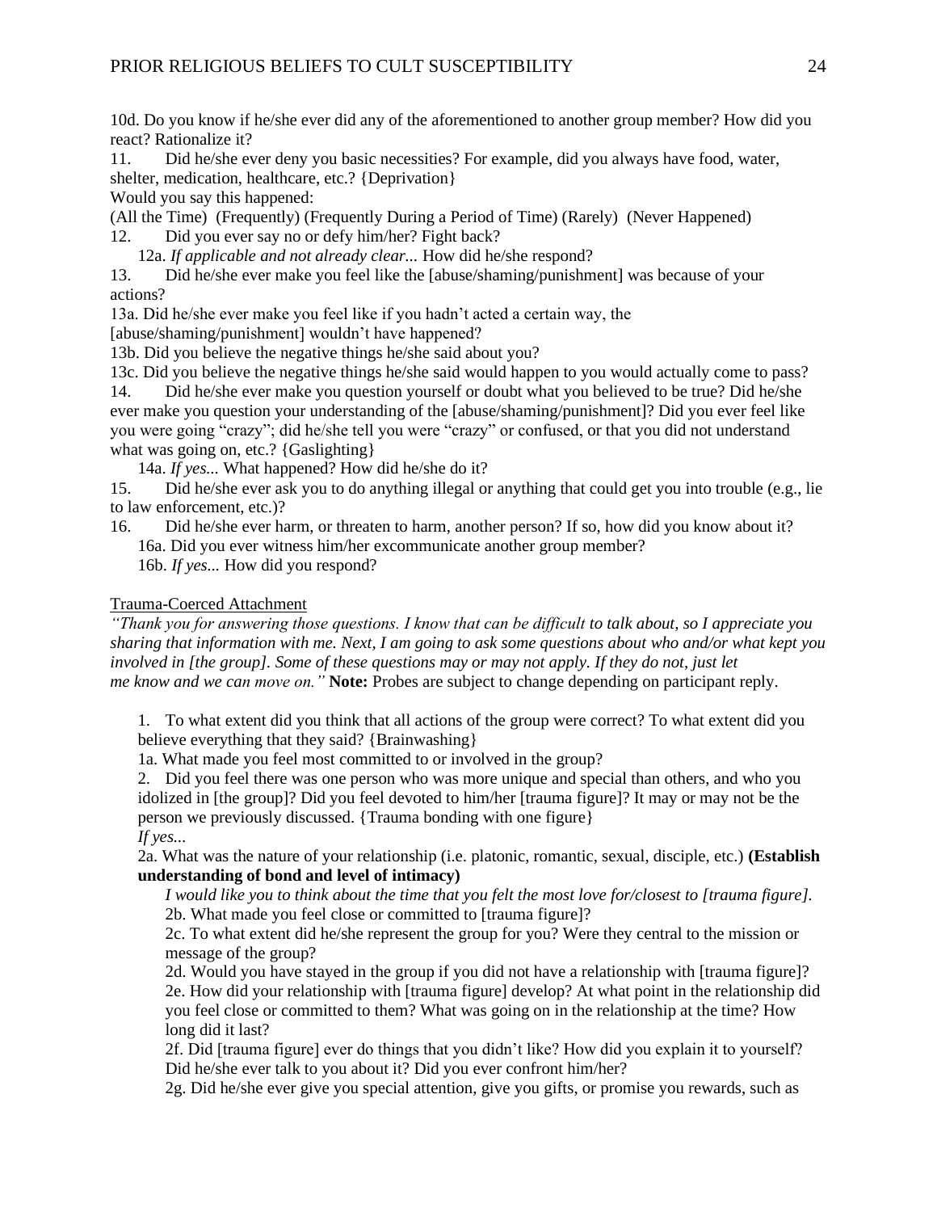10d. Do you know if he/she ever did any of the aforementioned to another group member? How did you react? Rationalize it?

11. Did he/she ever deny you basic necessities? For example, did you always have food, water, shelter, medication, healthcare, etc.? {Deprivation}

Would you say this happened:

(All the Time) (Frequently) (Frequently During a Period of Time) (Rarely) (Never Happened)

12. Did you ever say no or defy him/her? Fight back?

 12a. *If applicable and not already clear...* How did he/she respond?

13. Did he/she ever make you feel like the [abuse/shaming/punishment] was because of your actions?

13a. Did he/she ever make you feel like if you hadn't acted a certain way, the [abuse/shaming/punishment] wouldn't have happened?

13b. Did you believe the negative things he/she said about you?

13c. Did you believe the negative things he/she said would happen to you would actually come to pass?

14. Did he/she ever make you question yourself or doubt what you believed to be true? Did he/she ever make you question your understanding of the [abuse/shaming/punishment]? Did you ever feel like you were going "crazy"; did he/she tell you were "crazy" or confused, or that you did not understand what was going on, etc.? {Gaslighting}

 14a. *If yes...* What happened? How did he/she do it?

15. Did he/she ever ask you to do anything illegal or anything that could get you into trouble (e.g., lie to law enforcement, etc.)?

16. Did he/she ever harm, or threaten to harm, another person? If so, how did you know about it?

 16a. Did you ever witness him/her excommunicate another group member?

 16b. *If yes...* How did you respond?

Trauma-Coerced Attachment

*"Thank you for answering those questions. I know that can be difficult to talk about, so I appreciate you sharing that information with me. Next, I am going to ask some questions about who and/or what kept you involved in [the group]. Some of these questions may or may not apply. If they do not, just let me know and we can move on."* **Note:** Probes are subject to change depending on participant reply.

1. To what extent did you think that all actions of the group were correct? To what extent did you believe everything that they said? {Brainwashing}

1a. What made you feel most committed to or involved in the group?

2. Did you feel there was one person who was more unique and special than others, and who you idolized in [the group]? Did you feel devoted to him/her [trauma figure]? It may or may not be the person we previously discussed. {Trauma bonding with one figure}

*If yes...*

2a. What was the nature of your relationship (i.e. platonic, romantic, sexual, disciple, etc.) **(Establish understanding of bond and level of intimacy)**

*I would like you to think about the time that you felt the most love for/closest to [trauma figure].*

2b. What made you feel close or committed to [trauma figure]?

2c. To what extent did he/she represent the group for you? Were they central to the mission or message of the group?

2d. Would you have stayed in the group if you did not have a relationship with [trauma figure]?

2e. How did your relationship with [trauma figure] develop? At what point in the relationship did you feel close or committed to them? What was going on in the relationship at the time? How long did it last?

2f. Did [trauma figure] ever do things that you didn't like? How did you explain it to yourself? Did he/she ever talk to you about it? Did you ever confront him/her?

2g. Did he/she ever give you special attention, give you gifts, or promise you rewards, such as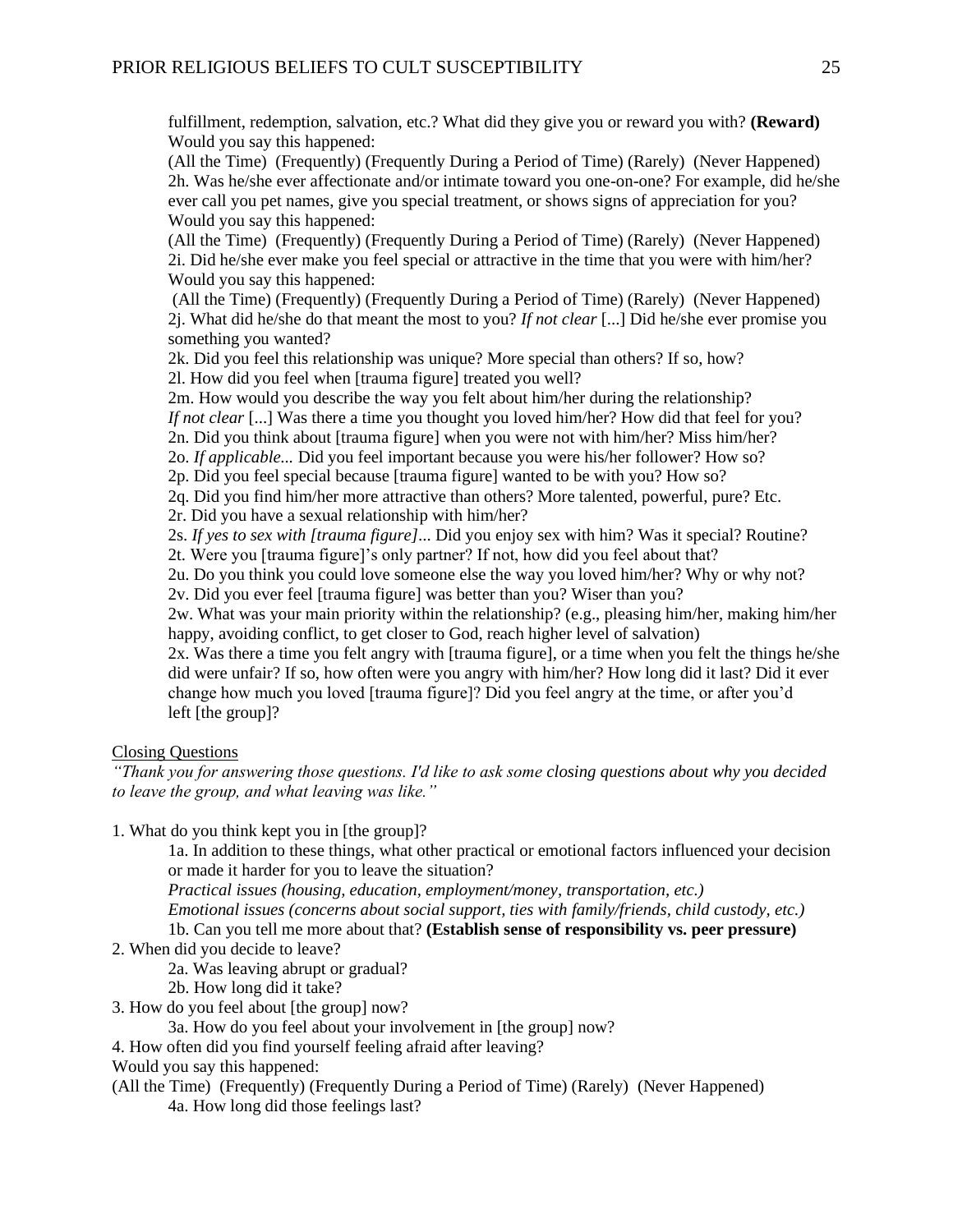fulfillment, redemption, salvation, etc.? What did they give you or reward you with? **(Reward)** Would you say this happened:
(All the Time) (Frequently) (Frequently During a Period of Time) (Rarely) (Never Happened)
2h. Was he/she ever affectionate and/or intimate toward you one-on-one? For example, did he/she ever call you pet names, give you special treatment, or shows signs of appreciation for you? Would you say this happened:
(All the Time) (Frequently) (Frequently During a Period of Time) (Rarely) (Never Happened)
2i. Did he/she ever make you feel special or attractive in the time that you were with him/her? Would you say this happened:
(All the Time) (Frequently) (Frequently During a Period of Time) (Rarely) (Never Happened)
2j. What did he/she do that meant the most to you? *If not clear* [...] Did he/she ever promise you something you wanted?
2k. Did you feel this relationship was unique? More special than others? If so, how?
2l. How did you feel when [trauma figure] treated you well?
2m. How would you describe the way you felt about him/her during the relationship?
*If not clear* [...] Was there a time you thought you loved him/her? How did that feel for you?
2n. Did you think about [trauma figure] when you were not with him/her? Miss him/her?
2o. *If applicable...* Did you feel important because you were his/her follower? How so?
2p. Did you feel special because [trauma figure] wanted to be with you? How so?
2q. Did you find him/her more attractive than others? More talented, powerful, pure? Etc.
2r. Did you have a sexual relationship with him/her?
2s. *If yes to sex with [trauma figure]...* Did you enjoy sex with him? Was it special? Routine?
2t. Were you [trauma figure]'s only partner? If not, how did you feel about that?
2u. Do you think you could love someone else the way you loved him/her? Why or why not?
2v. Did you ever feel [trauma figure] was better than you? Wiser than you?
2w. What was your main priority within the relationship? (e.g., pleasing him/her, making him/her happy, avoiding conflict, to get closer to God, reach higher level of salvation)
2x. Was there a time you felt angry with [trauma figure], or a time when you felt the things he/she did were unfair? If so, how often were you angry with him/her? How long did it last? Did it ever change how much you loved [trauma figure]? Did you feel angry at the time, or after you'd left [the group]?

Closing Questions

*"Thank you for answering those questions. I'd like to ask some closing questions about why you decided to leave the group, and what leaving was like."*

1. What do you think kept you in [the group]?
   1a. In addition to these things, what other practical or emotional factors influenced your decision or made it harder for you to leave the situation?
   *Practical issues (housing, education, employment/money, transportation, etc.)*
   *Emotional issues (concerns about social support, ties with family/friends, child custody, etc.)*
   1b. Can you tell me more about that? **(Establish sense of responsibility vs. peer pressure)**
2. When did you decide to leave?
   2a. Was leaving abrupt or gradual?
   2b. How long did it take?
3. How do you feel about [the group] now?
   3a. How do you feel about your involvement in [the group] now?
4. How often did you find yourself feeling afraid after leaving?
Would you say this happened:
(All the Time) (Frequently) (Frequently During a Period of Time) (Rarely) (Never Happened)
   4a. How long did those feelings last?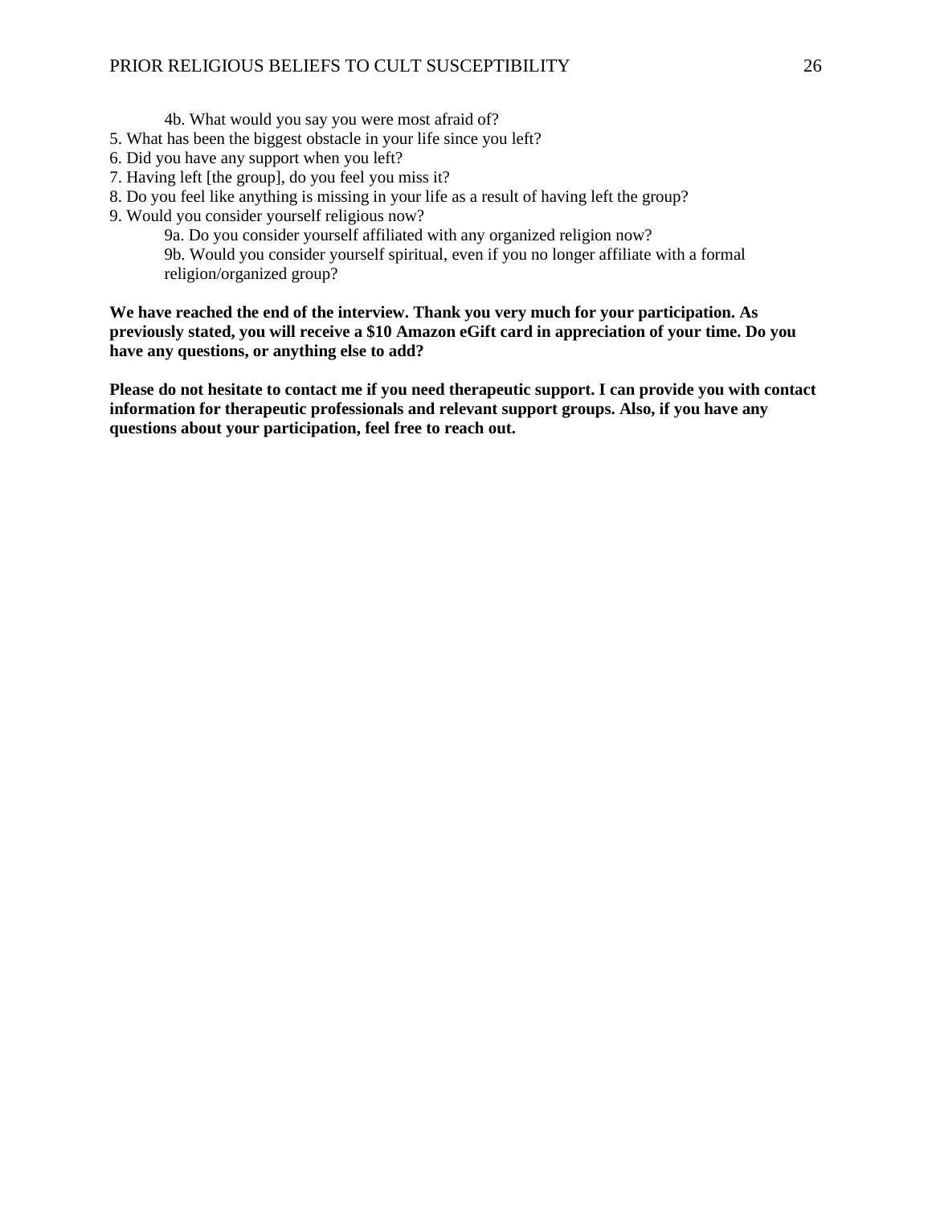4b. What would you say you were most afraid of?

5. What has been the biggest obstacle in your life since you left?
6. Did you have any support when you left?
7. Having left [the group], do you feel you miss it?
8. Do you feel like anything is missing in your life as a result of having left the group?
9. Would you consider yourself religious now?

9a. Do you consider yourself affiliated with any organized religion now?

9b. Would you consider yourself spiritual, even if you no longer affiliate with a formal religion/organized group?

**We have reached the end of the interview. Thank you very much for your participation. As previously stated, you will receive a $10 Amazon eGift card in appreciation of your time. Do you have any questions, or anything else to add?**

**Please do not hesitate to contact me if you need therapeutic support. I can provide you with contact information for therapeutic professionals and relevant support groups. Also, if you have any questions about your participation, feel free to reach out.**